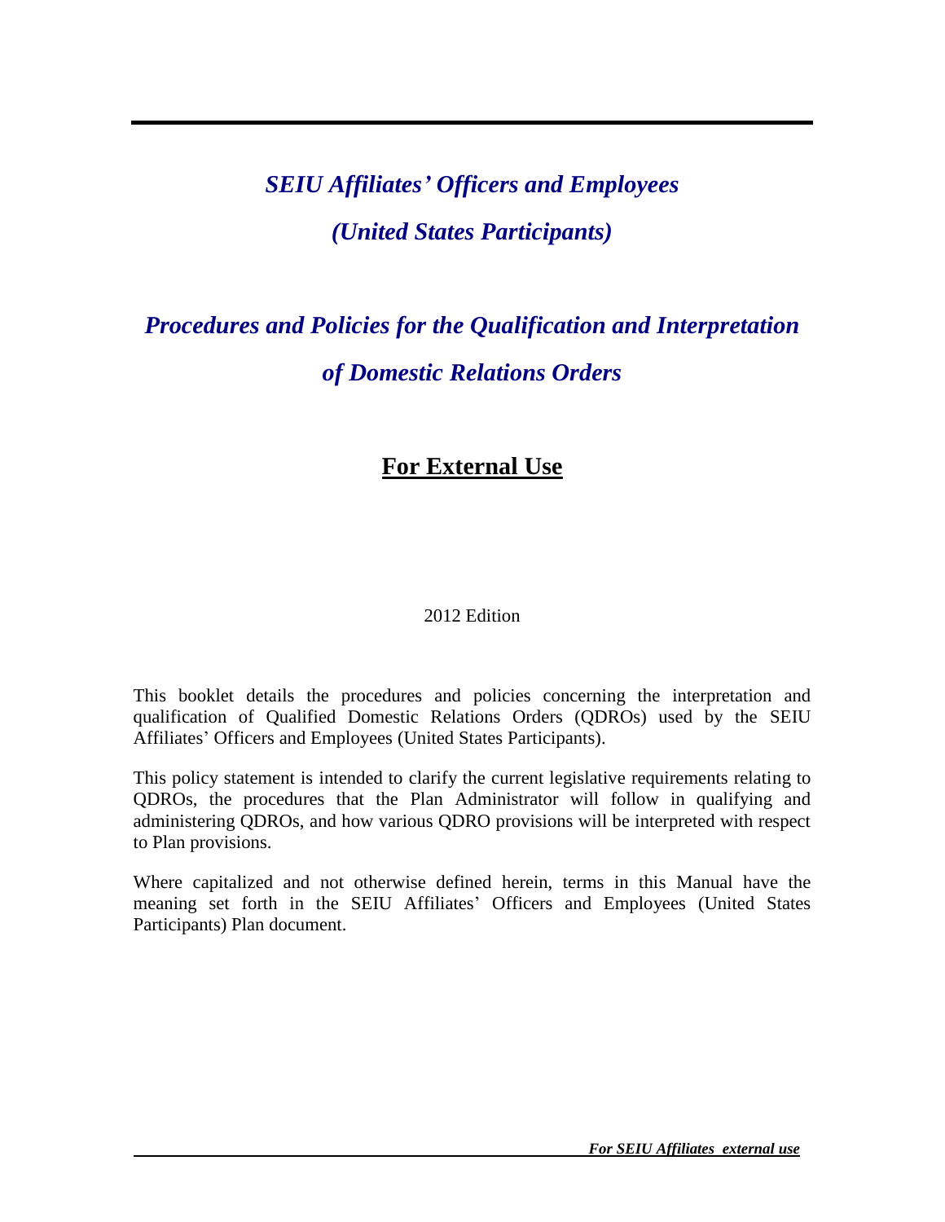# *SEIU Affiliates' Officers and Employees (United States Participants)*

# *Procedures and Policies for the Qualification and Interpretation of Domestic Relations Orders*

## **For External Use**

2012 Edition

This booklet details the procedures and policies concerning the interpretation and qualification of Qualified Domestic Relations Orders (QDROs) used by the SEIU Affiliates' Officers and Employees (United States Participants).

This policy statement is intended to clarify the current legislative requirements relating to QDROs, the procedures that the Plan Administrator will follow in qualifying and administering QDROs, and how various QDRO provisions will be interpreted with respect to Plan provisions.

Where capitalized and not otherwise defined herein, terms in this Manual have the meaning set forth in the SEIU Affiliates' Officers and Employees (United States Participants) Plan document.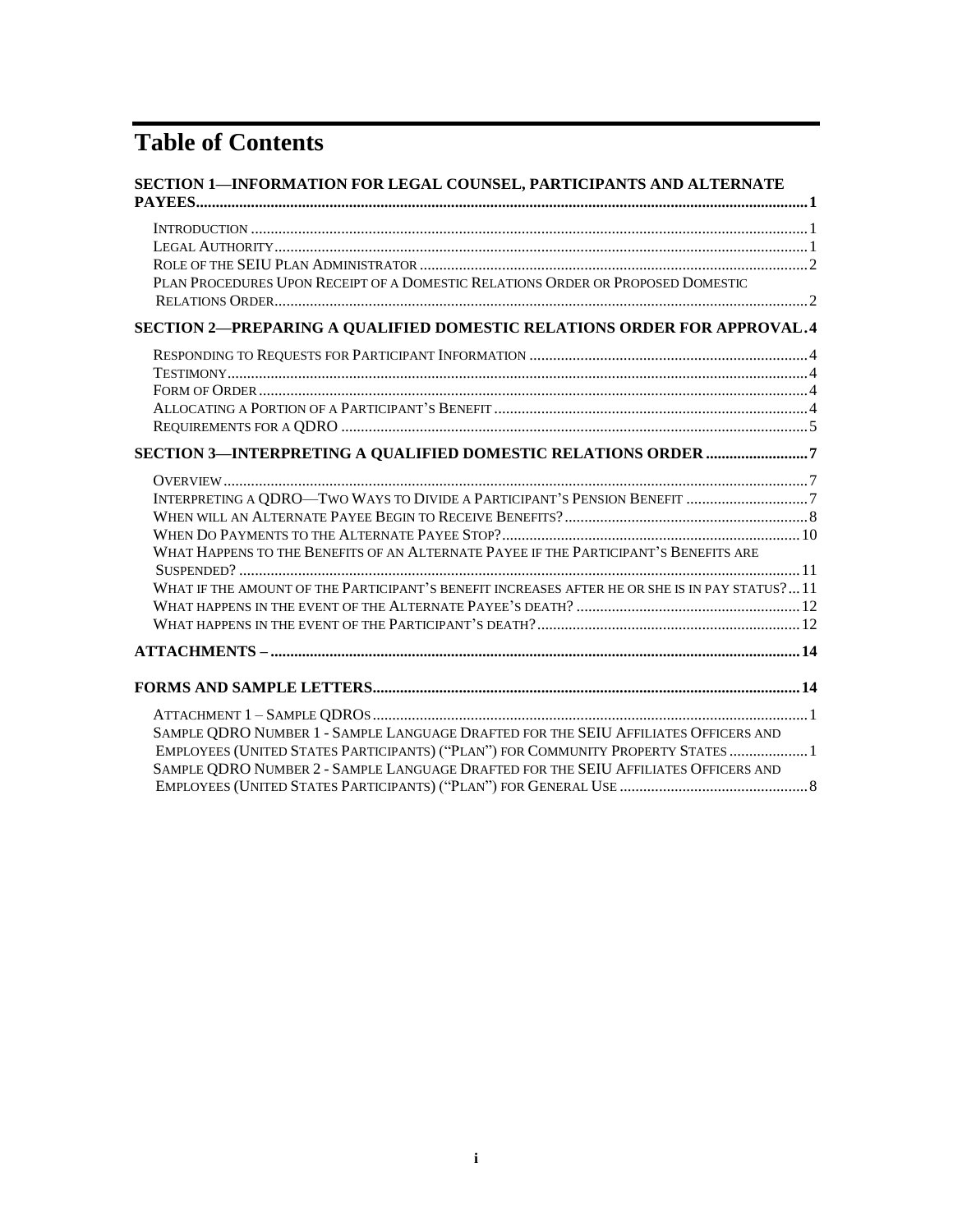# Table of Contents

**SECTION 1—INFORMATION FOR LEGAL COUNSEL, PARTICIPANTS AND ALTERNATE PAYEES ........ 1**

- INTRODUCTION ........ 1
- LEGAL AUTHORITY ........ 1
- ROLE OF THE SEIU PLAN ADMINISTRATOR ........ 2
- PLAN PROCEDURES UPON RECEIPT OF A DOMESTIC RELATIONS ORDER OR PROPOSED DOMESTIC RELATIONS ORDER ........ 2

**SECTION 2—PREPARING A QUALIFIED DOMESTIC RELATIONS ORDER FOR APPROVAL ........ 4**

- RESPONDING TO REQUESTS FOR PARTICIPANT INFORMATION ........ 4
- TESTIMONY ........ 4
- FORM OF ORDER ........ 4
- ALLOCATING A PORTION OF A PARTICIPANT'S BENEFIT ........ 4
- REQUIREMENTS FOR A QDRO ........ 5

**SECTION 3—INTERPRETING A QUALIFIED DOMESTIC RELATIONS ORDER ........ 7**

- OVERVIEW ........ 7
- INTERPRETING A QDRO—TWO WAYS TO DIVIDE A PARTICIPANT'S PENSION BENEFIT ........ 7
- WHEN WILL AN ALTERNATE PAYEE BEGIN TO RECEIVE BENEFITS? ........ 8
- WHEN DO PAYMENTS TO THE ALTERNATE PAYEE STOP? ........ 10
- WHAT HAPPENS TO THE BENEFITS OF AN ALTERNATE PAYEE IF THE PARTICIPANT'S BENEFITS ARE SUSPENDED? ........ 11
- WHAT IF THE AMOUNT OF THE PARTICIPANT'S BENEFIT INCREASES AFTER HE OR SHE IS IN PAY STATUS? ........ 11
- WHAT HAPPENS IN THE EVENT OF THE ALTERNATE PAYEE'S DEATH? ........ 12
- WHAT HAPPENS IN THE EVENT OF THE PARTICIPANT'S DEATH? ........ 12

**ATTACHMENTS – ........ 14**

**FORMS AND SAMPLE LETTERS ........ 14**

- ATTACHMENT 1 – SAMPLE QDROS ........ 1
- SAMPLE QDRO NUMBER 1 - SAMPLE LANGUAGE DRAFTED FOR THE SEIU AFFILIATES OFFICERS AND EMPLOYEES (UNITED STATES PARTICIPANTS) ("PLAN") FOR COMMUNITY PROPERTY STATES ........ 1
- SAMPLE QDRO NUMBER 2 - SAMPLE LANGUAGE DRAFTED FOR THE SEIU AFFILIATES OFFICERS AND EMPLOYEES (UNITED STATES PARTICIPANTS) ("PLAN") FOR GENERAL USE ........ 8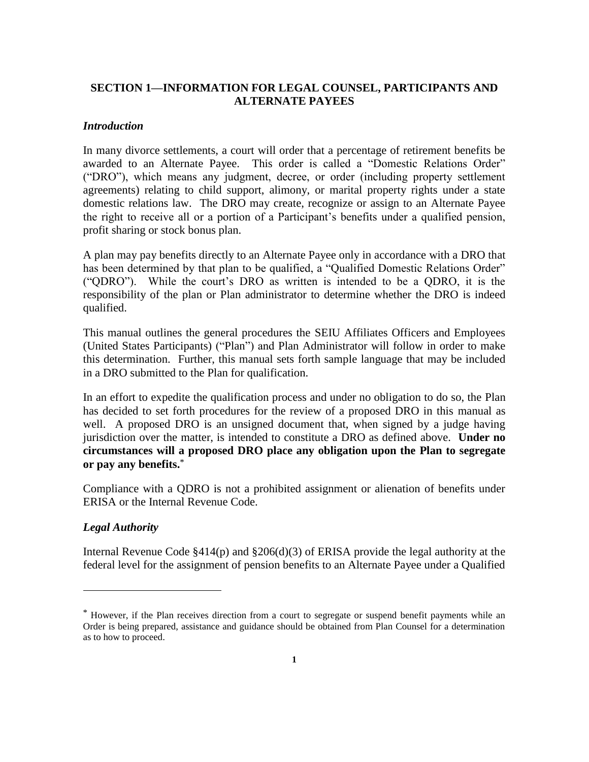## SECTION 1—INFORMATION FOR LEGAL COUNSEL, PARTICIPANTS AND ALTERNATE PAYEES

### *Introduction*

In many divorce settlements, a court will order that a percentage of retirement benefits be awarded to an Alternate Payee. This order is called a "Domestic Relations Order" ("DRO"), which means any judgment, decree, or order (including property settlement agreements) relating to child support, alimony, or marital property rights under a state domestic relations law. The DRO may create, recognize or assign to an Alternate Payee the right to receive all or a portion of a Participant's benefits under a qualified pension, profit sharing or stock bonus plan.

A plan may pay benefits directly to an Alternate Payee only in accordance with a DRO that has been determined by that plan to be qualified, a "Qualified Domestic Relations Order" ("QDRO"). While the court's DRO as written is intended to be a QDRO, it is the responsibility of the plan or Plan administrator to determine whether the DRO is indeed qualified.

This manual outlines the general procedures the SEIU Affiliates Officers and Employees (United States Participants) ("Plan") and Plan Administrator will follow in order to make this determination. Further, this manual sets forth sample language that may be included in a DRO submitted to the Plan for qualification.

In an effort to expedite the qualification process and under no obligation to do so, the Plan has decided to set forth procedures for the review of a proposed DRO in this manual as well. A proposed DRO is an unsigned document that, when signed by a judge having jurisdiction over the matter, is intended to constitute a DRO as defined above. **Under no circumstances will a proposed DRO place any obligation upon the Plan to segregate or pay any benefits.**[*]

Compliance with a QDRO is not a prohibited assignment or alienation of benefits under ERISA or the Internal Revenue Code.

### *Legal Authority*

Internal Revenue Code §414(p) and §206(d)(3) of ERISA provide the legal authority at the federal level for the assignment of pension benefits to an Alternate Payee under a Qualified

---

[*] However, if the Plan receives direction from a court to segregate or suspend benefit payments while an Order is being prepared, assistance and guidance should be obtained from Plan Counsel for a determination as to how to proceed.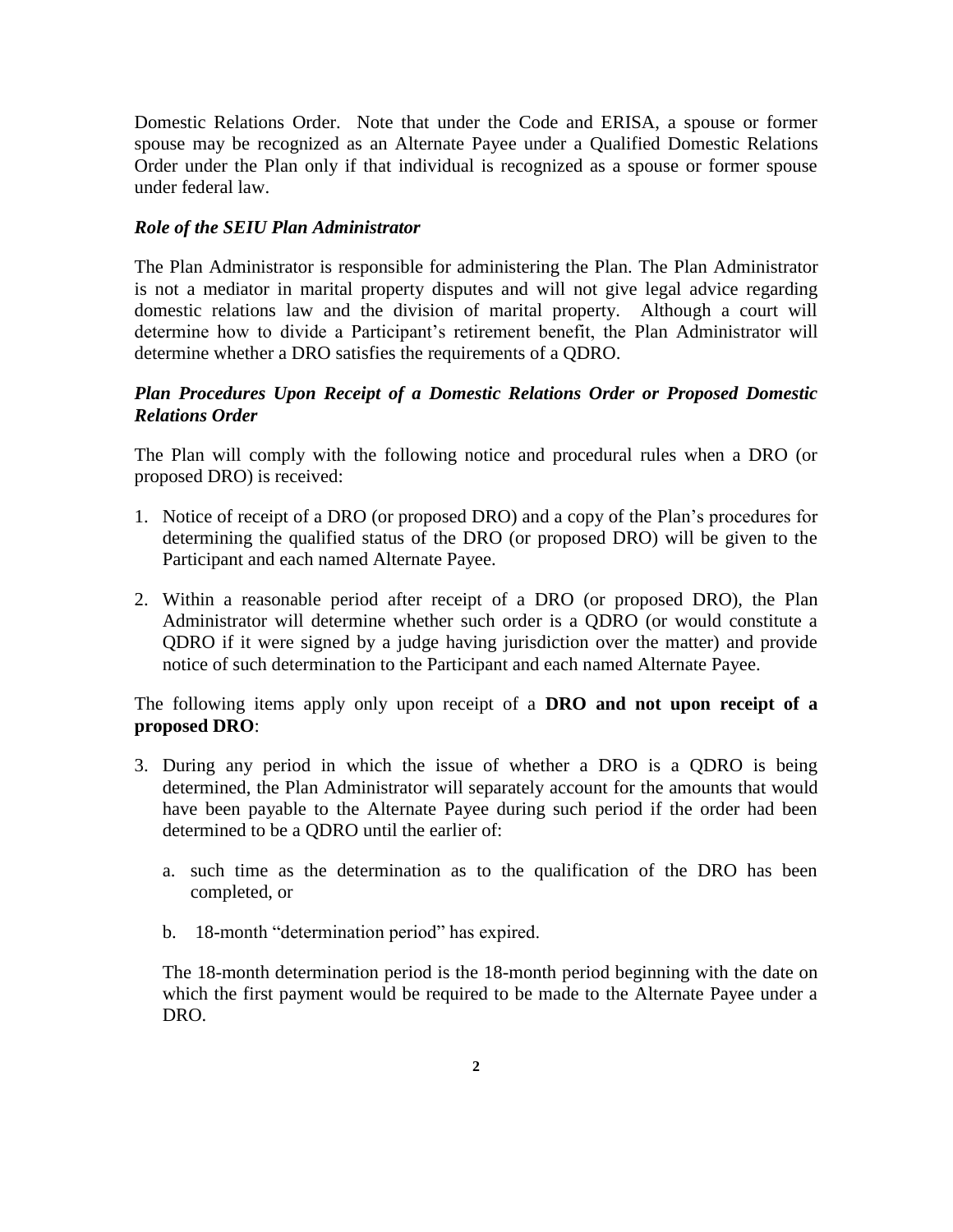Domestic Relations Order. Note that under the Code and ERISA, a spouse or former spouse may be recognized as an Alternate Payee under a Qualified Domestic Relations Order under the Plan only if that individual is recognized as a spouse or former spouse under federal law.

***Role of the SEIU Plan Administrator***

The Plan Administrator is responsible for administering the Plan. The Plan Administrator is not a mediator in marital property disputes and will not give legal advice regarding domestic relations law and the division of marital property. Although a court will determine how to divide a Participant's retirement benefit, the Plan Administrator will determine whether a DRO satisfies the requirements of a QDRO.

***Plan Procedures Upon Receipt of a Domestic Relations Order or Proposed Domestic Relations Order***

The Plan will comply with the following notice and procedural rules when a DRO (or proposed DRO) is received:

1. Notice of receipt of a DRO (or proposed DRO) and a copy of the Plan's procedures for determining the qualified status of the DRO (or proposed DRO) will be given to the Participant and each named Alternate Payee.
2. Within a reasonable period after receipt of a DRO (or proposed DRO), the Plan Administrator will determine whether such order is a QDRO (or would constitute a QDRO if it were signed by a judge having jurisdiction over the matter) and provide notice of such determination to the Participant and each named Alternate Payee.

The following items apply only upon receipt of a **DRO and not upon receipt of a proposed DRO**:

3. During any period in which the issue of whether a DRO is a QDRO is being determined, the Plan Administrator will separately account for the amounts that would have been payable to the Alternate Payee during such period if the order had been determined to be a QDRO until the earlier of:

   a. such time as the determination as to the qualification of the DRO has been completed, or

   b. 18-month "determination period" has expired.

   The 18-month determination period is the 18-month period beginning with the date on which the first payment would be required to be made to the Alternate Payee under a DRO.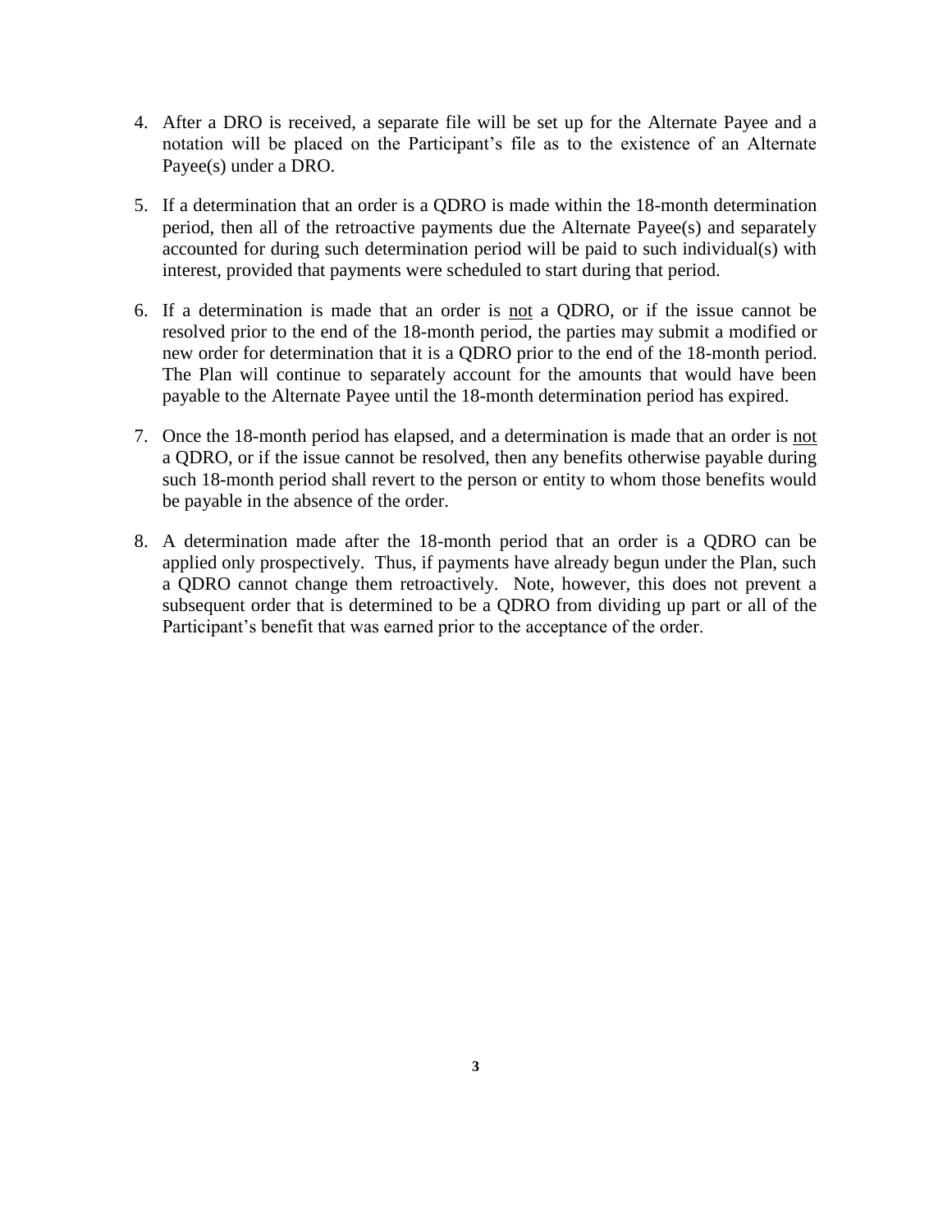4. After a DRO is received, a separate file will be set up for the Alternate Payee and a notation will be placed on the Participant's file as to the existence of an Alternate Payee(s) under a DRO.

5. If a determination that an order is a QDRO is made within the 18-month determination period, then all of the retroactive payments due the Alternate Payee(s) and separately accounted for during such determination period will be paid to such individual(s) with interest, provided that payments were scheduled to start during that period.

6. If a determination is made that an order is <u>not</u> a QDRO, or if the issue cannot be resolved prior to the end of the 18-month period, the parties may submit a modified or new order for determination that it is a QDRO prior to the end of the 18-month period. The Plan will continue to separately account for the amounts that would have been payable to the Alternate Payee until the 18-month determination period has expired.

7. Once the 18-month period has elapsed, and a determination is made that an order is <u>not</u> a QDRO, or if the issue cannot be resolved, then any benefits otherwise payable during such 18-month period shall revert to the person or entity to whom those benefits would be payable in the absence of the order.

8. A determination made after the 18-month period that an order is a QDRO can be applied only prospectively. Thus, if payments have already begun under the Plan, such a QDRO cannot change them retroactively. Note, however, this does not prevent a subsequent order that is determined to be a QDRO from dividing up part or all of the Participant's benefit that was earned prior to the acceptance of the order.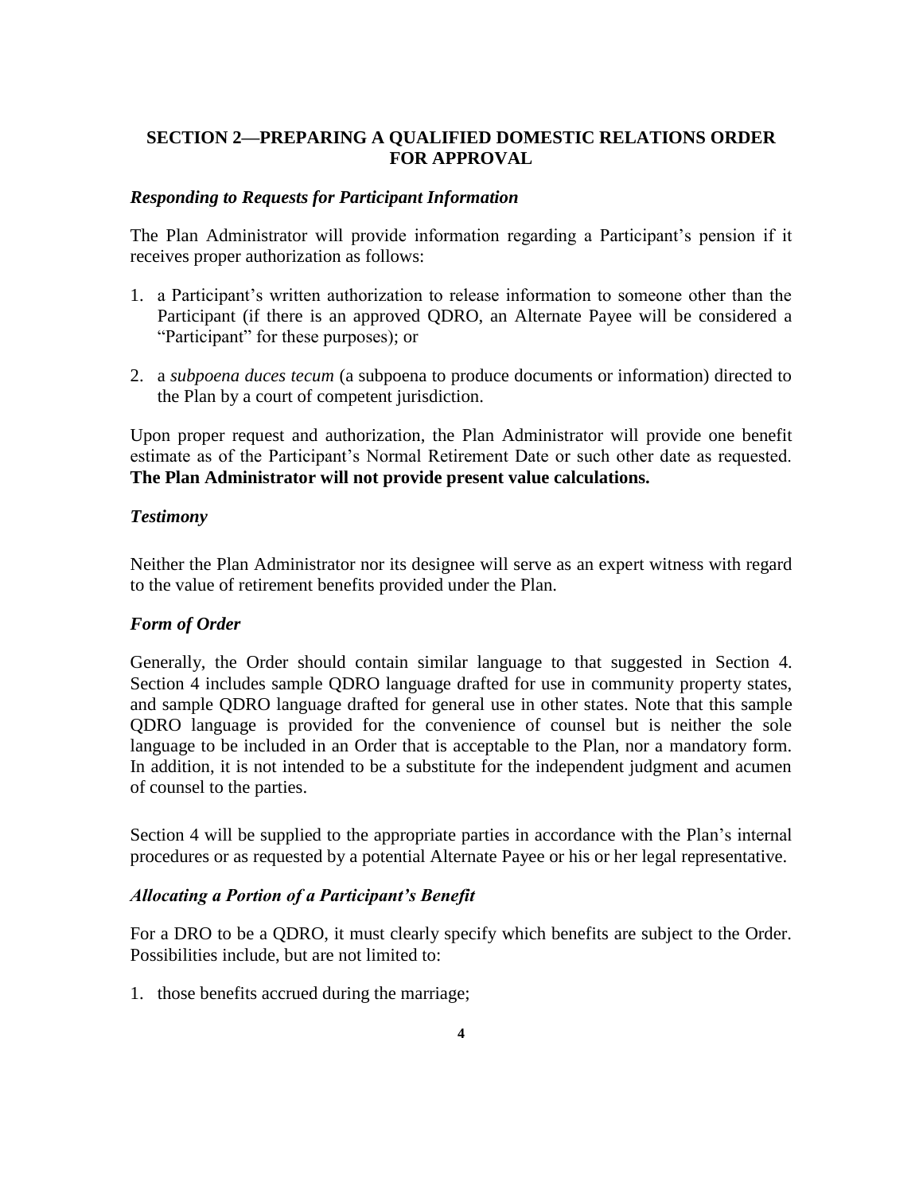## SECTION 2—PREPARING A QUALIFIED DOMESTIC RELATIONS ORDER FOR APPROVAL

### *Responding to Requests for Participant Information*

The Plan Administrator will provide information regarding a Participant's pension if it receives proper authorization as follows:

1. a Participant's written authorization to release information to someone other than the Participant (if there is an approved QDRO, an Alternate Payee will be considered a "Participant" for these purposes); or

2. a *subpoena duces tecum* (a subpoena to produce documents or information) directed to the Plan by a court of competent jurisdiction.

Upon proper request and authorization, the Plan Administrator will provide one benefit estimate as of the Participant's Normal Retirement Date or such other date as requested. **The Plan Administrator will not provide present value calculations.**

### *Testimony*

Neither the Plan Administrator nor its designee will serve as an expert witness with regard to the value of retirement benefits provided under the Plan.

### *Form of Order*

Generally, the Order should contain similar language to that suggested in Section 4. Section 4 includes sample QDRO language drafted for use in community property states, and sample QDRO language drafted for general use in other states. Note that this sample QDRO language is provided for the convenience of counsel but is neither the sole language to be included in an Order that is acceptable to the Plan, nor a mandatory form. In addition, it is not intended to be a substitute for the independent judgment and acumen of counsel to the parties.

Section 4 will be supplied to the appropriate parties in accordance with the Plan's internal procedures or as requested by a potential Alternate Payee or his or her legal representative.

### *Allocating a Portion of a Participant's Benefit*

For a DRO to be a QDRO, it must clearly specify which benefits are subject to the Order. Possibilities include, but are not limited to:

1. those benefits accrued during the marriage;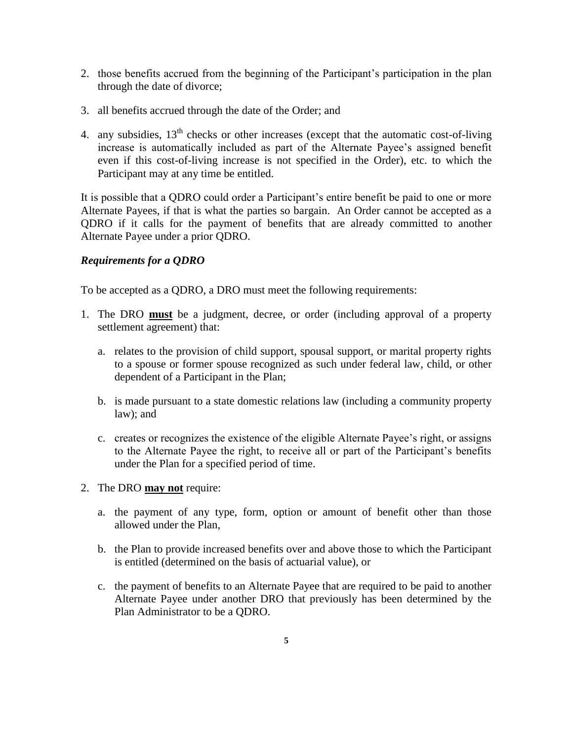2. those benefits accrued from the beginning of the Participant's participation in the plan through the date of divorce;

3. all benefits accrued through the date of the Order; and

4. any subsidies, 13th checks or other increases (except that the automatic cost-of-living increase is automatically included as part of the Alternate Payee's assigned benefit even if this cost-of-living increase is not specified in the Order), etc. to which the Participant may at any time be entitled.

It is possible that a QDRO could order a Participant's entire benefit be paid to one or more Alternate Payees, if that is what the parties so bargain. An Order cannot be accepted as a QDRO if it calls for the payment of benefits that are already committed to another Alternate Payee under a prior QDRO.

***Requirements for a QDRO***

To be accepted as a QDRO, a DRO must meet the following requirements:

1. The DRO **<u>must</u>** be a judgment, decree, or order (including approval of a property settlement agreement) that:

   a. relates to the provision of child support, spousal support, or marital property rights to a spouse or former spouse recognized as such under federal law, child, or other dependent of a Participant in the Plan;

   b. is made pursuant to a state domestic relations law (including a community property law); and

   c. creates or recognizes the existence of the eligible Alternate Payee's right, or assigns to the Alternate Payee the right, to receive all or part of the Participant's benefits under the Plan for a specified period of time.

2. The DRO **<u>may not</u>** require:

   a. the payment of any type, form, option or amount of benefit other than those allowed under the Plan,

   b. the Plan to provide increased benefits over and above those to which the Participant is entitled (determined on the basis of actuarial value), or

   c. the payment of benefits to an Alternate Payee that are required to be paid to another Alternate Payee under another DRO that previously has been determined by the Plan Administrator to be a QDRO.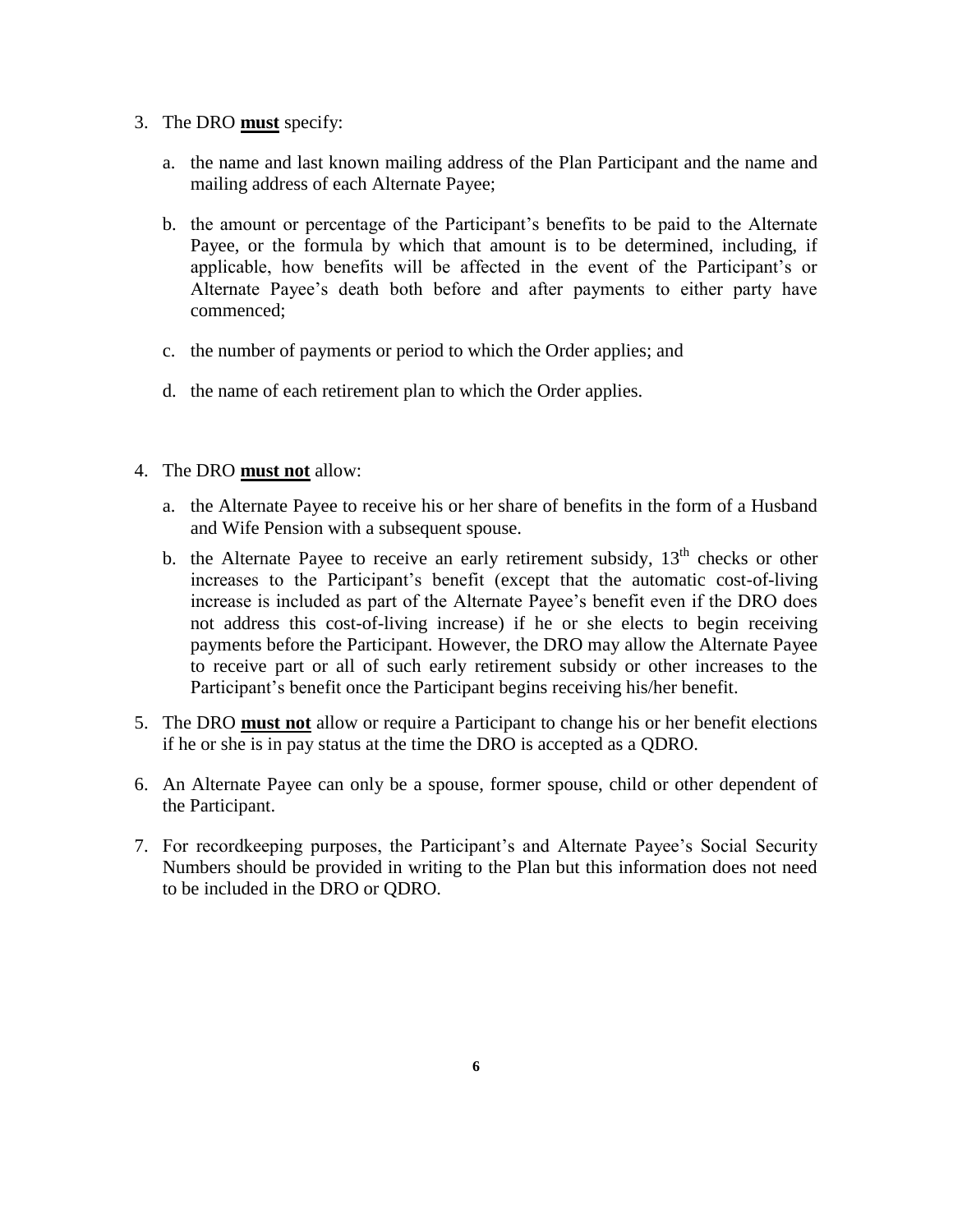3. The DRO **<u>must</u>** specify:

    a. the name and last known mailing address of the Plan Participant and the name and mailing address of each Alternate Payee;

    b. the amount or percentage of the Participant's benefits to be paid to the Alternate Payee, or the formula by which that amount is to be determined, including, if applicable, how benefits will be affected in the event of the Participant's or Alternate Payee's death both before and after payments to either party have commenced;

    c. the number of payments or period to which the Order applies; and

    d. the name of each retirement plan to which the Order applies.

4. The DRO **<u>must not</u>** allow:

    a. the Alternate Payee to receive his or her share of benefits in the form of a Husband and Wife Pension with a subsequent spouse.

    b. the Alternate Payee to receive an early retirement subsidy, 13th checks or other increases to the Participant's benefit (except that the automatic cost-of-living increase is included as part of the Alternate Payee's benefit even if the DRO does not address this cost-of-living increase) if he or she elects to begin receiving payments before the Participant. However, the DRO may allow the Alternate Payee to receive part or all of such early retirement subsidy or other increases to the Participant's benefit once the Participant begins receiving his/her benefit.

5. The DRO **<u>must not</u>** allow or require a Participant to change his or her benefit elections if he or she is in pay status at the time the DRO is accepted as a QDRO.

6. An Alternate Payee can only be a spouse, former spouse, child or other dependent of the Participant.

7. For recordkeeping purposes, the Participant's and Alternate Payee's Social Security Numbers should be provided in writing to the Plan but this information does not need to be included in the DRO or QDRO.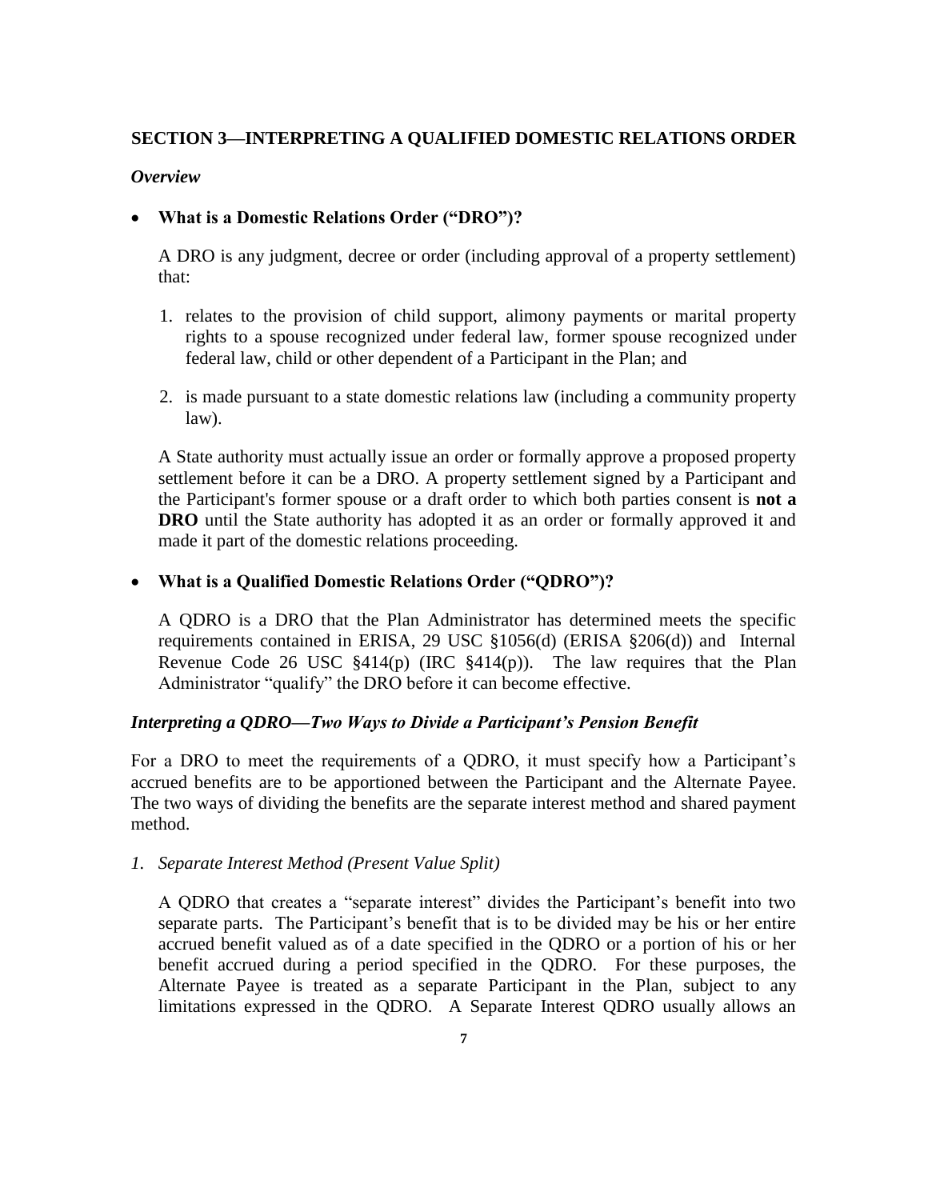## SECTION 3—INTERPRETING A QUALIFIED DOMESTIC RELATIONS ORDER

### *Overview*

- **What is a Domestic Relations Order ("DRO")?**

  A DRO is any judgment, decree or order (including approval of a property settlement) that:

  1. relates to the provision of child support, alimony payments or marital property rights to a spouse recognized under federal law, former spouse recognized under federal law, child or other dependent of a Participant in the Plan; and

  2. is made pursuant to a state domestic relations law (including a community property law).

  A State authority must actually issue an order or formally approve a proposed property settlement before it can be a DRO. A property settlement signed by a Participant and the Participant's former spouse or a draft order to which both parties consent is **not a DRO** until the State authority has adopted it as an order or formally approved it and made it part of the domestic relations proceeding.

- **What is a Qualified Domestic Relations Order ("QDRO")?**

  A QDRO is a DRO that the Plan Administrator has determined meets the specific requirements contained in ERISA, 29 USC §1056(d) (ERISA §206(d)) and Internal Revenue Code 26 USC §414(p) (IRC §414(p)). The law requires that the Plan Administrator "qualify" the DRO before it can become effective.

### *Interpreting a QDRO—Two Ways to Divide a Participant's Pension Benefit*

For a DRO to meet the requirements of a QDRO, it must specify how a Participant's accrued benefits are to be apportioned between the Participant and the Alternate Payee. The two ways of dividing the benefits are the separate interest method and shared payment method.

*1. Separate Interest Method (Present Value Split)*

A QDRO that creates a "separate interest" divides the Participant's benefit into two separate parts. The Participant's benefit that is to be divided may be his or her entire accrued benefit valued as of a date specified in the QDRO or a portion of his or her benefit accrued during a period specified in the QDRO. For these purposes, the Alternate Payee is treated as a separate Participant in the Plan, subject to any limitations expressed in the QDRO. A Separate Interest QDRO usually allows an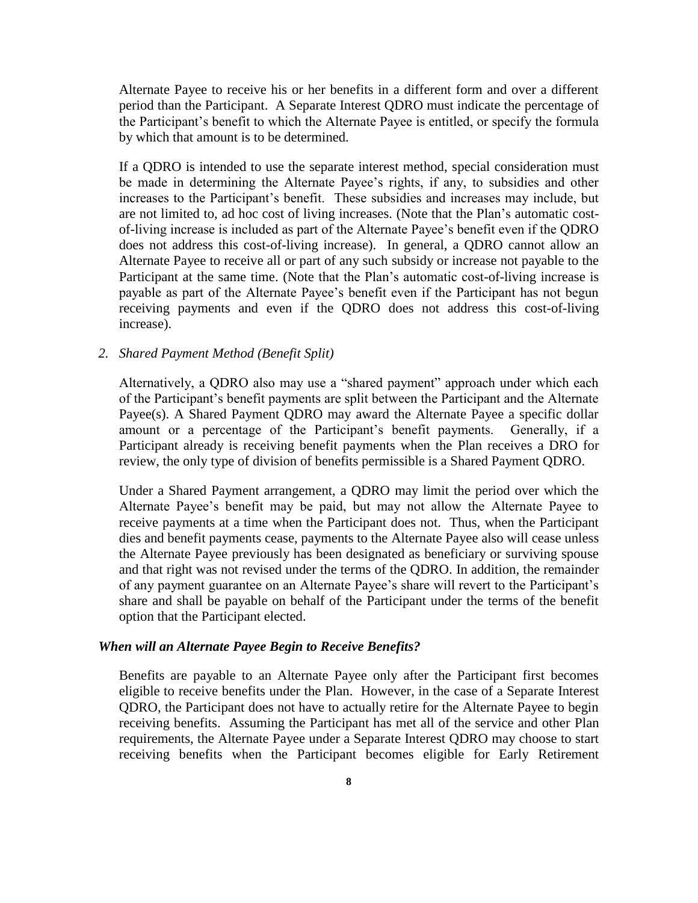Alternate Payee to receive his or her benefits in a different form and over a different period than the Participant. A Separate Interest QDRO must indicate the percentage of the Participant's benefit to which the Alternate Payee is entitled, or specify the formula by which that amount is to be determined.

If a QDRO is intended to use the separate interest method, special consideration must be made in determining the Alternate Payee's rights, if any, to subsidies and other increases to the Participant's benefit. These subsidies and increases may include, but are not limited to, ad hoc cost of living increases. (Note that the Plan's automatic cost-of-living increase is included as part of the Alternate Payee's benefit even if the QDRO does not address this cost-of-living increase). In general, a QDRO cannot allow an Alternate Payee to receive all or part of any such subsidy or increase not payable to the Participant at the same time. (Note that the Plan's automatic cost-of-living increase is payable as part of the Alternate Payee's benefit even if the Participant has not begun receiving payments and even if the QDRO does not address this cost-of-living increase).

*2. Shared Payment Method (Benefit Split)*

Alternatively, a QDRO also may use a "shared payment" approach under which each of the Participant's benefit payments are split between the Participant and the Alternate Payee(s). A Shared Payment QDRO may award the Alternate Payee a specific dollar amount or a percentage of the Participant's benefit payments. Generally, if a Participant already is receiving benefit payments when the Plan receives a DRO for review, the only type of division of benefits permissible is a Shared Payment QDRO.

Under a Shared Payment arrangement, a QDRO may limit the period over which the Alternate Payee's benefit may be paid, but may not allow the Alternate Payee to receive payments at a time when the Participant does not. Thus, when the Participant dies and benefit payments cease, payments to the Alternate Payee also will cease unless the Alternate Payee previously has been designated as beneficiary or surviving spouse and that right was not revised under the terms of the QDRO. In addition, the remainder of any payment guarantee on an Alternate Payee's share will revert to the Participant's share and shall be payable on behalf of the Participant under the terms of the benefit option that the Participant elected.

***When will an Alternate Payee Begin to Receive Benefits?***

Benefits are payable to an Alternate Payee only after the Participant first becomes eligible to receive benefits under the Plan. However, in the case of a Separate Interest QDRO, the Participant does not have to actually retire for the Alternate Payee to begin receiving benefits. Assuming the Participant has met all of the service and other Plan requirements, the Alternate Payee under a Separate Interest QDRO may choose to start receiving benefits when the Participant becomes eligible for Early Retirement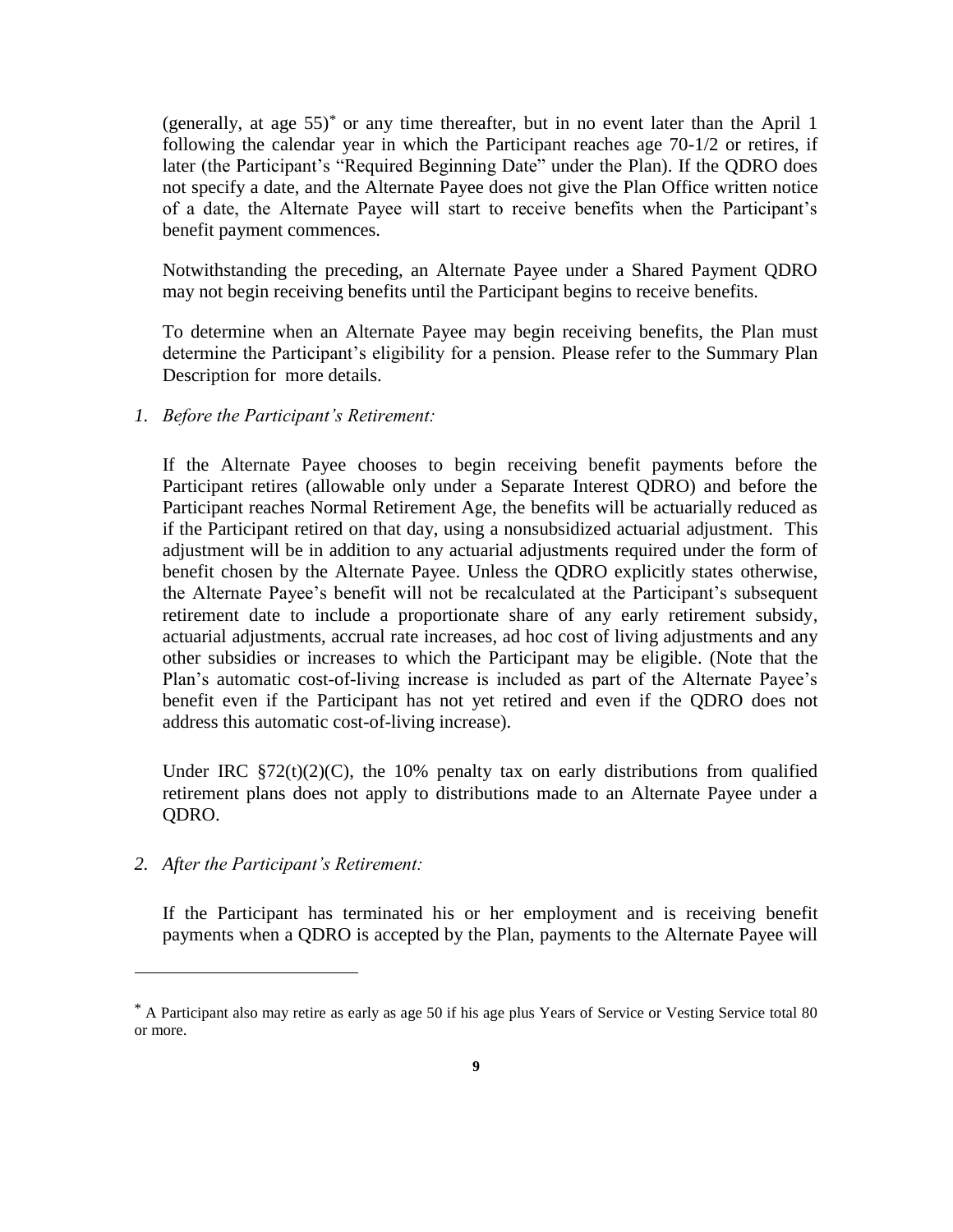(generally, at age 55)* or any time thereafter, but in no event later than the April 1 following the calendar year in which the Participant reaches age 70-1/2 or retires, if later (the Participant's "Required Beginning Date" under the Plan). If the QDRO does not specify a date, and the Alternate Payee does not give the Plan Office written notice of a date, the Alternate Payee will start to receive benefits when the Participant's benefit payment commences.

Notwithstanding the preceding, an Alternate Payee under a Shared Payment QDRO may not begin receiving benefits until the Participant begins to receive benefits.

To determine when an Alternate Payee may begin receiving benefits, the Plan must determine the Participant's eligibility for a pension. Please refer to the Summary Plan Description for more details.

1. *Before the Participant's Retirement:*

   If the Alternate Payee chooses to begin receiving benefit payments before the Participant retires (allowable only under a Separate Interest QDRO) and before the Participant reaches Normal Retirement Age, the benefits will be actuarially reduced as if the Participant retired on that day, using a nonsubsidized actuarial adjustment. This adjustment will be in addition to any actuarial adjustments required under the form of benefit chosen by the Alternate Payee. Unless the QDRO explicitly states otherwise, the Alternate Payee's benefit will not be recalculated at the Participant's subsequent retirement date to include a proportionate share of any early retirement subsidy, actuarial adjustments, accrual rate increases, ad hoc cost of living adjustments and any other subsidies or increases to which the Participant may be eligible. (Note that the Plan's automatic cost-of-living increase is included as part of the Alternate Payee's benefit even if the Participant has not yet retired and even if the QDRO does not address this automatic cost-of-living increase).

   Under IRC §72(t)(2)(C), the 10% penalty tax on early distributions from qualified retirement plans does not apply to distributions made to an Alternate Payee under a QDRO.

2. *After the Participant's Retirement:*

   If the Participant has terminated his or her employment and is receiving benefit payments when a QDRO is accepted by the Plan, payments to the Alternate Payee will

* A Participant also may retire as early as age 50 if his age plus Years of Service or Vesting Service total 80 or more.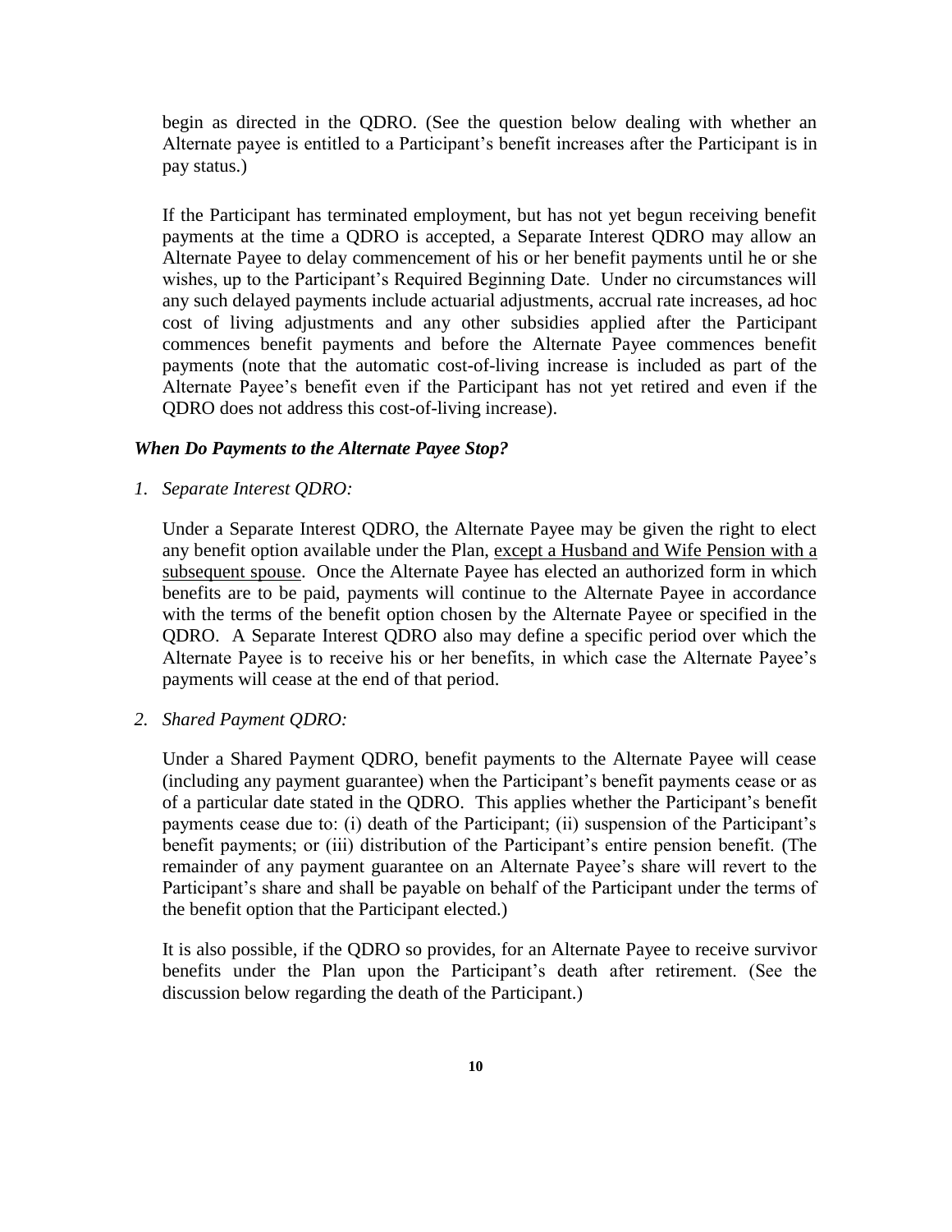begin as directed in the QDRO. (See the question below dealing with whether an Alternate payee is entitled to a Participant's benefit increases after the Participant is in pay status.)

If the Participant has terminated employment, but has not yet begun receiving benefit payments at the time a QDRO is accepted, a Separate Interest QDRO may allow an Alternate Payee to delay commencement of his or her benefit payments until he or she wishes, up to the Participant's Required Beginning Date. Under no circumstances will any such delayed payments include actuarial adjustments, accrual rate increases, ad hoc cost of living adjustments and any other subsidies applied after the Participant commences benefit payments and before the Alternate Payee commences benefit payments (note that the automatic cost-of-living increase is included as part of the Alternate Payee's benefit even if the Participant has not yet retired and even if the QDRO does not address this cost-of-living increase).

### *When Do Payments to the Alternate Payee Stop?*

1. *Separate Interest QDRO:*

   Under a Separate Interest QDRO, the Alternate Payee may be given the right to elect any benefit option available under the Plan, <u>except a Husband and Wife Pension with a subsequent spouse</u>. Once the Alternate Payee has elected an authorized form in which benefits are to be paid, payments will continue to the Alternate Payee in accordance with the terms of the benefit option chosen by the Alternate Payee or specified in the QDRO. A Separate Interest QDRO also may define a specific period over which the Alternate Payee is to receive his or her benefits, in which case the Alternate Payee's payments will cease at the end of that period.

2. *Shared Payment QDRO:*

   Under a Shared Payment QDRO, benefit payments to the Alternate Payee will cease (including any payment guarantee) when the Participant's benefit payments cease or as of a particular date stated in the QDRO. This applies whether the Participant's benefit payments cease due to: (i) death of the Participant; (ii) suspension of the Participant's benefit payments; or (iii) distribution of the Participant's entire pension benefit. (The remainder of any payment guarantee on an Alternate Payee's share will revert to the Participant's share and shall be payable on behalf of the Participant under the terms of the benefit option that the Participant elected.)

   It is also possible, if the QDRO so provides, for an Alternate Payee to receive survivor benefits under the Plan upon the Participant's death after retirement. (See the discussion below regarding the death of the Participant.)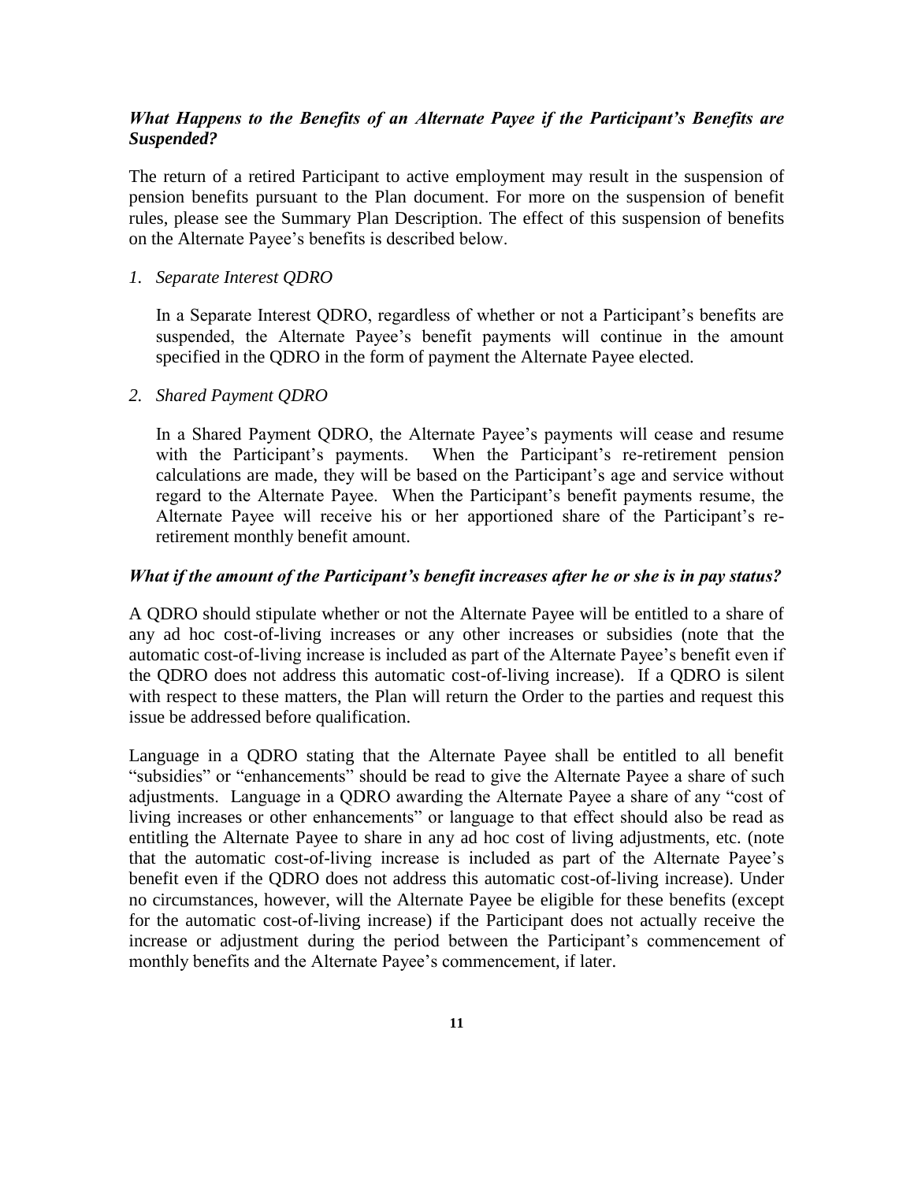### *What Happens to the Benefits of an Alternate Payee if the Participant's Benefits are Suspended?*

The return of a retired Participant to active employment may result in the suspension of pension benefits pursuant to the Plan document. For more on the suspension of benefit rules, please see the Summary Plan Description. The effect of this suspension of benefits on the Alternate Payee's benefits is described below.

1. *Separate Interest QDRO*

   In a Separate Interest QDRO, regardless of whether or not a Participant's benefits are suspended, the Alternate Payee's benefit payments will continue in the amount specified in the QDRO in the form of payment the Alternate Payee elected.

2. *Shared Payment QDRO*

   In a Shared Payment QDRO, the Alternate Payee's payments will cease and resume with the Participant's payments. When the Participant's re-retirement pension calculations are made, they will be based on the Participant's age and service without regard to the Alternate Payee. When the Participant's benefit payments resume, the Alternate Payee will receive his or her apportioned share of the Participant's re-retirement monthly benefit amount.

### *What if the amount of the Participant's benefit increases after he or she is in pay status?*

A QDRO should stipulate whether or not the Alternate Payee will be entitled to a share of any ad hoc cost-of-living increases or any other increases or subsidies (note that the automatic cost-of-living increase is included as part of the Alternate Payee's benefit even if the QDRO does not address this automatic cost-of-living increase). If a QDRO is silent with respect to these matters, the Plan will return the Order to the parties and request this issue be addressed before qualification.

Language in a QDRO stating that the Alternate Payee shall be entitled to all benefit "subsidies" or "enhancements" should be read to give the Alternate Payee a share of such adjustments. Language in a QDRO awarding the Alternate Payee a share of any "cost of living increases or other enhancements" or language to that effect should also be read as entitling the Alternate Payee to share in any ad hoc cost of living adjustments, etc. (note that the automatic cost-of-living increase is included as part of the Alternate Payee's benefit even if the QDRO does not address this automatic cost-of-living increase). Under no circumstances, however, will the Alternate Payee be eligible for these benefits (except for the automatic cost-of-living increase) if the Participant does not actually receive the increase or adjustment during the period between the Participant's commencement of monthly benefits and the Alternate Payee's commencement, if later.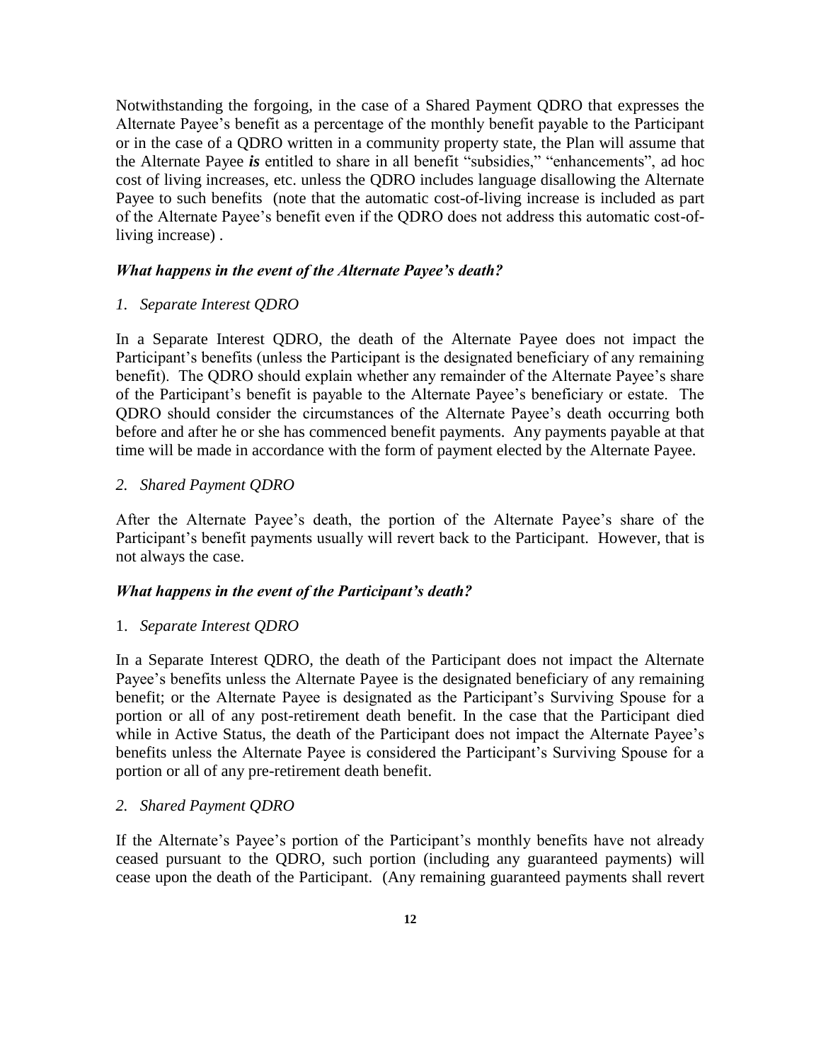Notwithstanding the forgoing, in the case of a Shared Payment QDRO that expresses the Alternate Payee's benefit as a percentage of the monthly benefit payable to the Participant or in the case of a QDRO written in a community property state, the Plan will assume that the Alternate Payee ***is*** entitled to share in all benefit "subsidies," "enhancements", ad hoc cost of living increases, etc. unless the QDRO includes language disallowing the Alternate Payee to such benefits (note that the automatic cost-of-living increase is included as part of the Alternate Payee's benefit even if the QDRO does not address this automatic cost-of-living increase) .

***What happens in the event of the Alternate Payee's death?***

*1. Separate Interest QDRO*

In a Separate Interest QDRO, the death of the Alternate Payee does not impact the Participant's benefits (unless the Participant is the designated beneficiary of any remaining benefit). The QDRO should explain whether any remainder of the Alternate Payee's share of the Participant's benefit is payable to the Alternate Payee's beneficiary or estate. The QDRO should consider the circumstances of the Alternate Payee's death occurring both before and after he or she has commenced benefit payments. Any payments payable at that time will be made in accordance with the form of payment elected by the Alternate Payee.

*2. Shared Payment QDRO*

After the Alternate Payee's death, the portion of the Alternate Payee's share of the Participant's benefit payments usually will revert back to the Participant. However, that is not always the case.

***What happens in the event of the Participant's death?***

1. *Separate Interest QDRO*

In a Separate Interest QDRO, the death of the Participant does not impact the Alternate Payee's benefits unless the Alternate Payee is the designated beneficiary of any remaining benefit; or the Alternate Payee is designated as the Participant's Surviving Spouse for a portion or all of any post-retirement death benefit. In the case that the Participant died while in Active Status, the death of the Participant does not impact the Alternate Payee's benefits unless the Alternate Payee is considered the Participant's Surviving Spouse for a portion or all of any pre-retirement death benefit.

*2. Shared Payment QDRO*

If the Alternate's Payee's portion of the Participant's monthly benefits have not already ceased pursuant to the QDRO, such portion (including any guaranteed payments) will cease upon the death of the Participant. (Any remaining guaranteed payments shall revert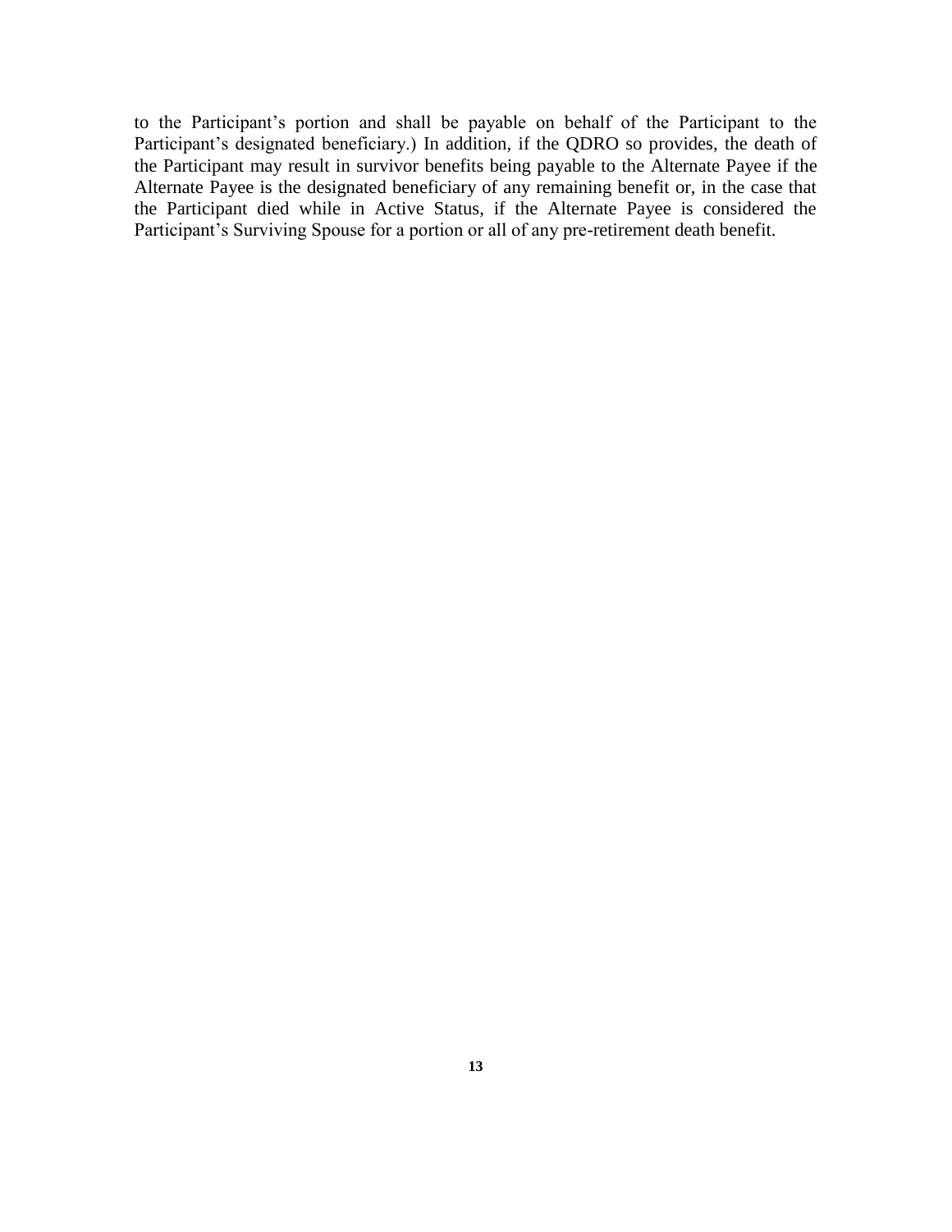to the Participant's portion and shall be payable on behalf of the Participant to the Participant's designated beneficiary.) In addition, if the QDRO so provides, the death of the Participant may result in survivor benefits being payable to the Alternate Payee if the Alternate Payee is the designated beneficiary of any remaining benefit or, in the case that the Participant died while in Active Status, if the Alternate Payee is considered the Participant's Surviving Spouse for a portion or all of any pre-retirement death benefit.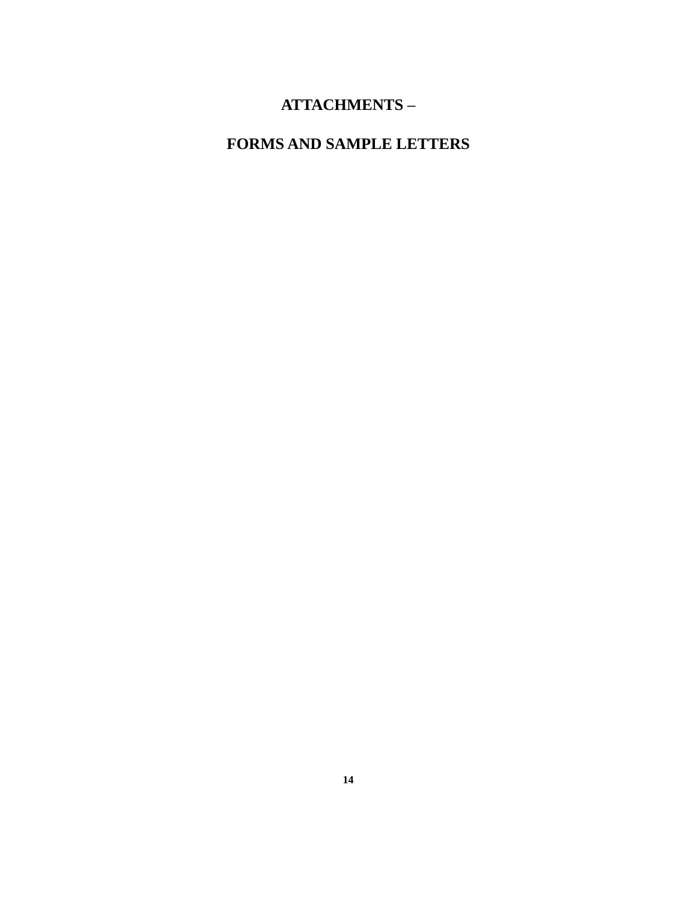# ATTACHMENTS –

# FORMS AND SAMPLE LETTERS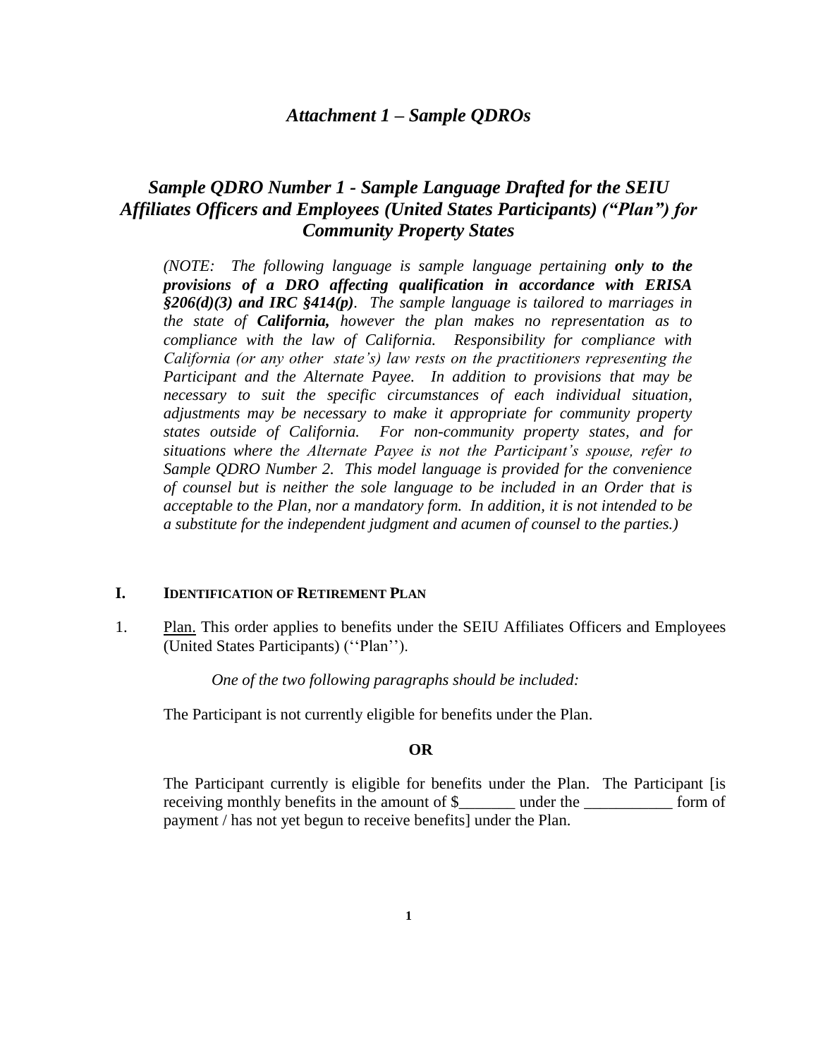# *Attachment 1 – Sample QDROs*

## *Sample QDRO Number 1 - Sample Language Drafted for the SEIU Affiliates Officers and Employees (United States Participants) ("Plan") for Community Property States*

*(NOTE: The following language is sample language pertaining **only to the provisions of a DRO affecting qualification in accordance with ERISA §206(d)(3) and IRC §414(p)**. The sample language is tailored to marriages in the state of **California,** however the plan makes no representation as to compliance with the law of California. Responsibility for compliance with California (or any other state's) law rests on the practitioners representing the Participant and the Alternate Payee. In addition to provisions that may be necessary to suit the specific circumstances of each individual situation, adjustments may be necessary to make it appropriate for community property states outside of California. For non-community property states, and for situations where the Alternate Payee is not the Participant's spouse, refer to Sample QDRO Number 2. This model language is provided for the convenience of counsel but is neither the sole language to be included in an Order that is acceptable to the Plan, nor a mandatory form. In addition, it is not intended to be a substitute for the independent judgment and acumen of counsel to the parties.)*

### I. IDENTIFICATION OF RETIREMENT PLAN

1. Plan. This order applies to benefits under the SEIU Affiliates Officers and Employees (United States Participants) (''Plan'').

   *One of the two following paragraphs should be included:*

   The Participant is not currently eligible for benefits under the Plan.

   **OR**

   The Participant currently is eligible for benefits under the Plan. The Participant [is receiving monthly benefits in the amount of $_______ under the ___________ form of payment / has not yet begun to receive benefits] under the Plan.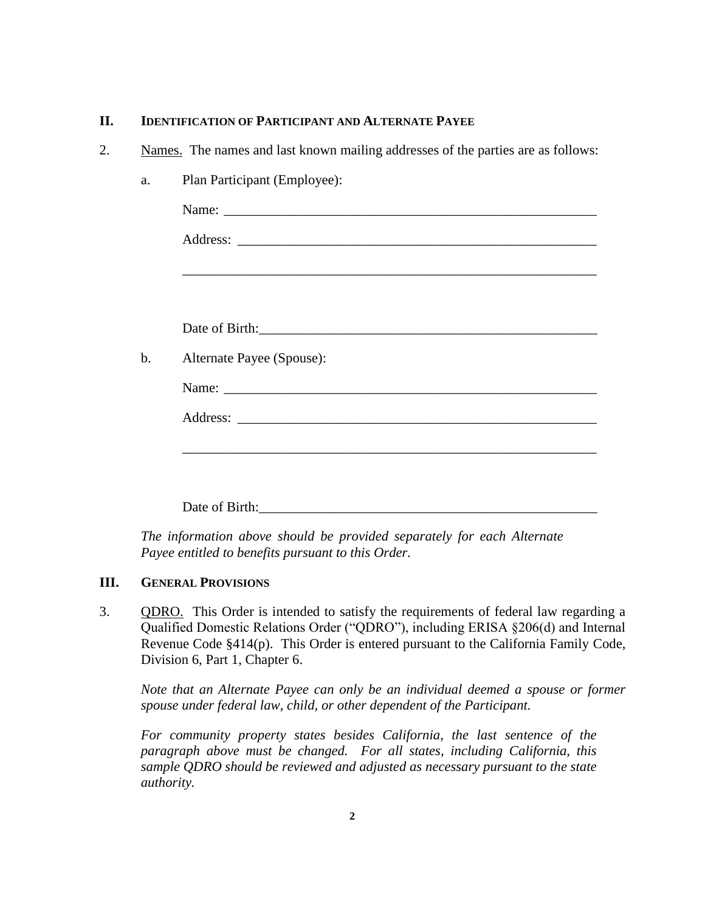## II. IDENTIFICATION OF PARTICIPANT AND ALTERNATE PAYEE

2. Names. The names and last known mailing addresses of the parties are as follows:

   a. Plan Participant (Employee):

      Name: ____________________________________________________

      Address: __________________________________________________

      ____________________________________________________________

      Date of Birth:_______________________________________________

   b. Alternate Payee (Spouse):

      Name: ____________________________________________________

      Address: __________________________________________________

      ____________________________________________________________

      Date of Birth:_______________________________________________

   *The information above should be provided separately for each Alternate Payee entitled to benefits pursuant to this Order.*

## III. GENERAL PROVISIONS

3. QDRO. This Order is intended to satisfy the requirements of federal law regarding a Qualified Domestic Relations Order ("QDRO"), including ERISA §206(d) and Internal Revenue Code §414(p). This Order is entered pursuant to the California Family Code, Division 6, Part 1, Chapter 6.

   *Note that an Alternate Payee can only be an individual deemed a spouse or former spouse under federal law, child, or other dependent of the Participant.*

   *For community property states besides California, the last sentence of the paragraph above must be changed. For all states, including California, this sample QDRO should be reviewed and adjusted as necessary pursuant to the state authority.*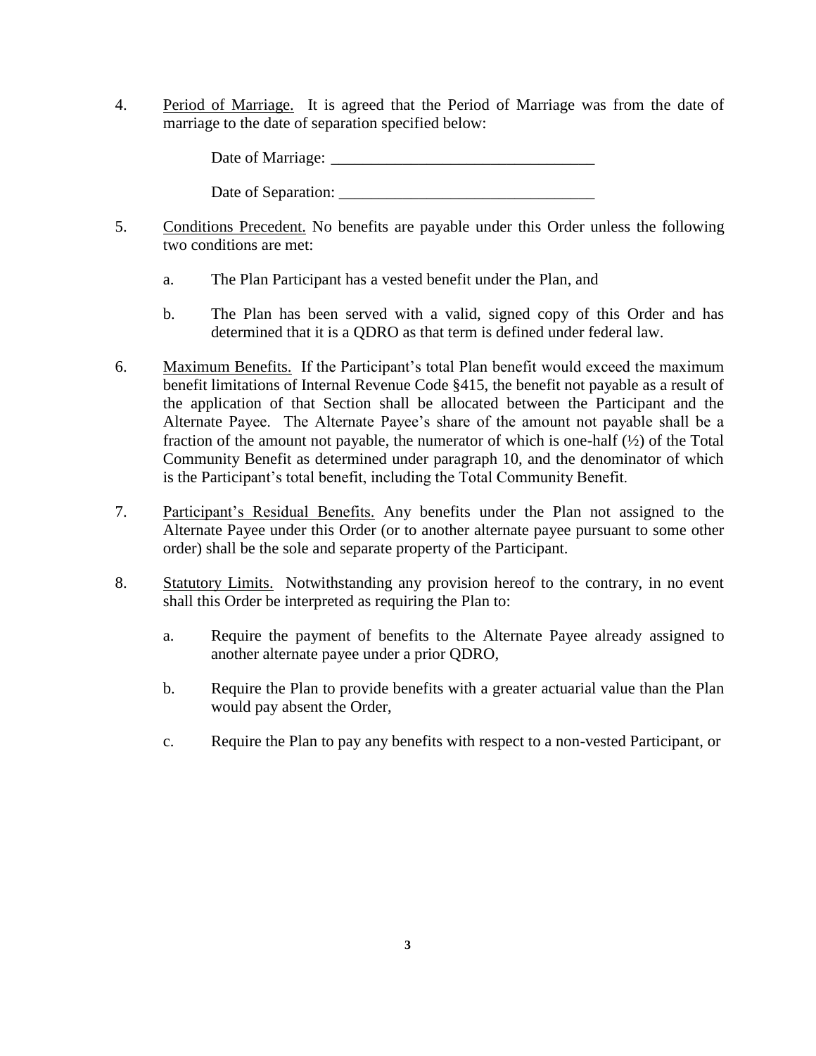4. Period of Marriage. It is agreed that the Period of Marriage was from the date of marriage to the date of separation specified below:

   Date of Marriage: _________________________________

   Date of Separation: ________________________________

5. Conditions Precedent. No benefits are payable under this Order unless the following two conditions are met:

   a. The Plan Participant has a vested benefit under the Plan, and

   b. The Plan has been served with a valid, signed copy of this Order and has determined that it is a QDRO as that term is defined under federal law.

6. Maximum Benefits. If the Participant's total Plan benefit would exceed the maximum benefit limitations of Internal Revenue Code §415, the benefit not payable as a result of the application of that Section shall be allocated between the Participant and the Alternate Payee. The Alternate Payee's share of the amount not payable shall be a fraction of the amount not payable, the numerator of which is one-half (½) of the Total Community Benefit as determined under paragraph 10, and the denominator of which is the Participant's total benefit, including the Total Community Benefit.

7. Participant's Residual Benefits. Any benefits under the Plan not assigned to the Alternate Payee under this Order (or to another alternate payee pursuant to some other order) shall be the sole and separate property of the Participant.

8. Statutory Limits. Notwithstanding any provision hereof to the contrary, in no event shall this Order be interpreted as requiring the Plan to:

   a. Require the payment of benefits to the Alternate Payee already assigned to another alternate payee under a prior QDRO,

   b. Require the Plan to provide benefits with a greater actuarial value than the Plan would pay absent the Order,

   c. Require the Plan to pay any benefits with respect to a non-vested Participant, or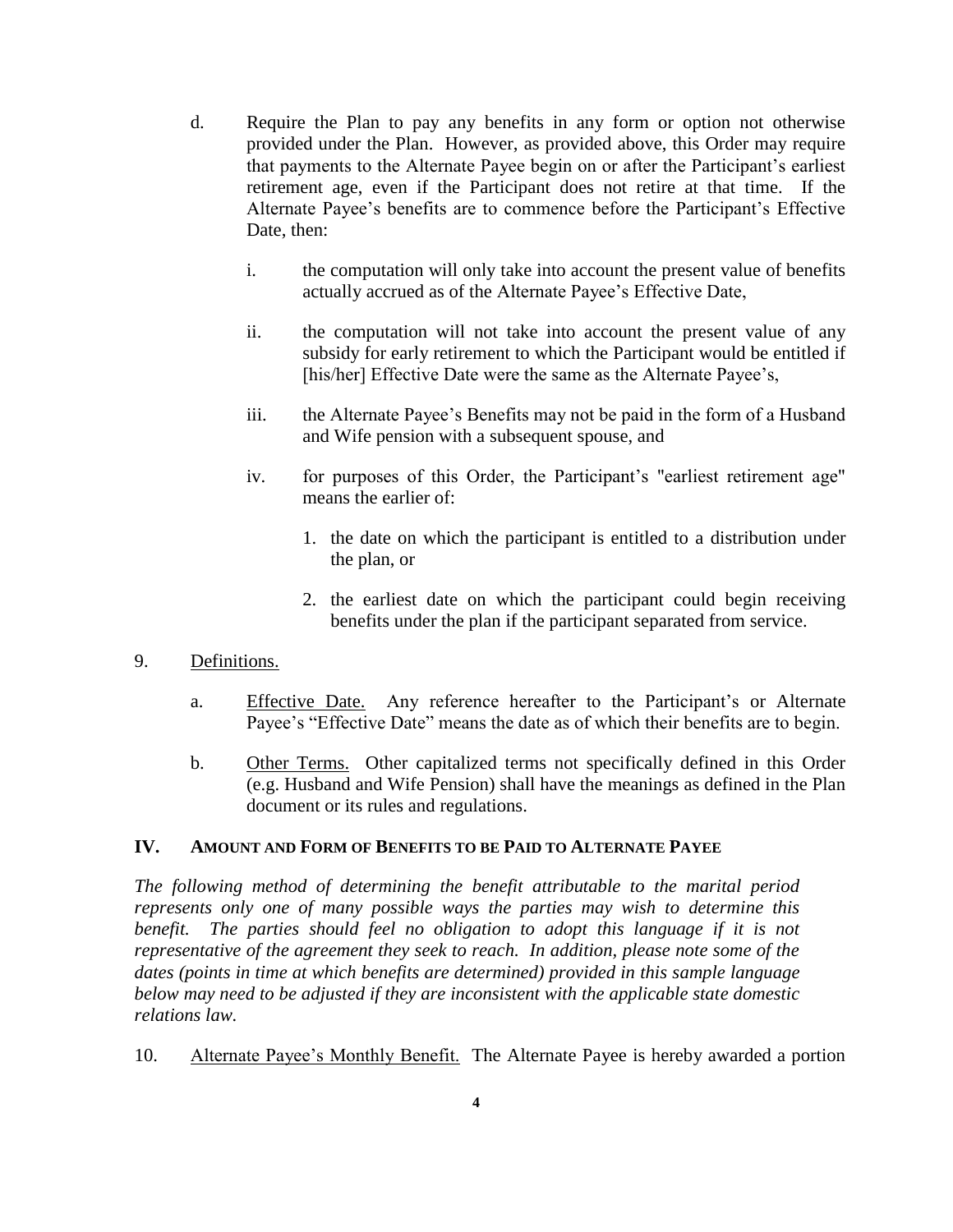d. Require the Plan to pay any benefits in any form or option not otherwise provided under the Plan. However, as provided above, this Order may require that payments to the Alternate Payee begin on or after the Participant's earliest retirement age, even if the Participant does not retire at that time. If the Alternate Payee's benefits are to commence before the Participant's Effective Date, then:

   i. the computation will only take into account the present value of benefits actually accrued as of the Alternate Payee's Effective Date,

   ii. the computation will not take into account the present value of any subsidy for early retirement to which the Participant would be entitled if [his/her] Effective Date were the same as the Alternate Payee's,

   iii. the Alternate Payee's Benefits may not be paid in the form of a Husband and Wife pension with a subsequent spouse, and

   iv. for purposes of this Order, the Participant's "earliest retirement age" means the earlier of:

      1. the date on which the participant is entitled to a distribution under the plan, or

      2. the earliest date on which the participant could begin receiving benefits under the plan if the participant separated from service.

9. Definitions.

   a. Effective Date. Any reference hereafter to the Participant's or Alternate Payee's "Effective Date" means the date as of which their benefits are to begin.

   b. Other Terms. Other capitalized terms not specifically defined in this Order (e.g. Husband and Wife Pension) shall have the meanings as defined in the Plan document or its rules and regulations.

## IV. AMOUNT AND FORM OF BENEFITS TO BE PAID TO ALTERNATE PAYEE

*The following method of determining the benefit attributable to the marital period represents only one of many possible ways the parties may wish to determine this benefit. The parties should feel no obligation to adopt this language if it is not representative of the agreement they seek to reach. In addition, please note some of the dates (points in time at which benefits are determined) provided in this sample language below may need to be adjusted if they are inconsistent with the applicable state domestic relations law.*

10. Alternate Payee's Monthly Benefit. The Alternate Payee is hereby awarded a portion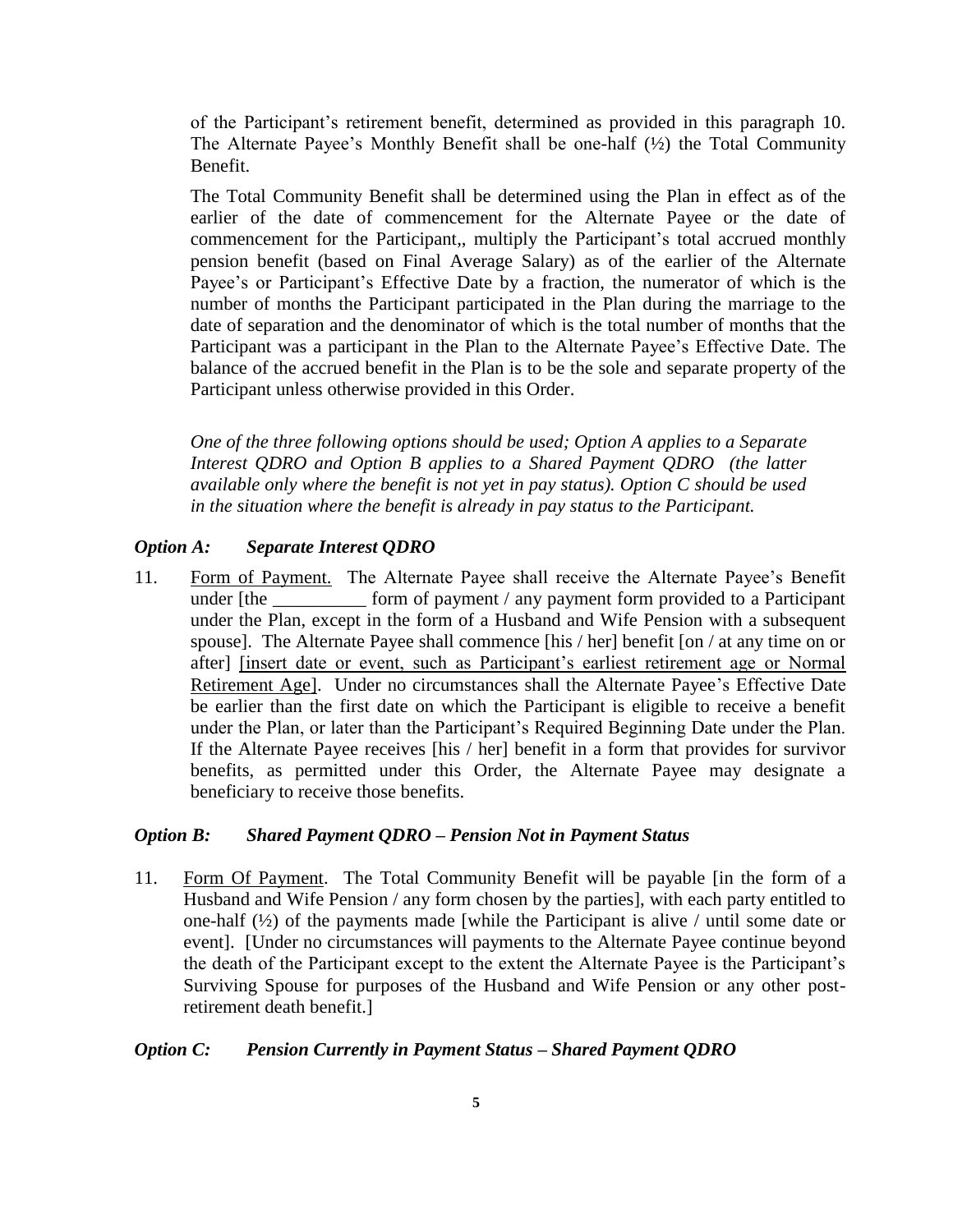of the Participant's retirement benefit, determined as provided in this paragraph 10. The Alternate Payee's Monthly Benefit shall be one-half (½) the Total Community Benefit.

The Total Community Benefit shall be determined using the Plan in effect as of the earlier of the date of commencement for the Alternate Payee or the date of commencement for the Participant,, multiply the Participant's total accrued monthly pension benefit (based on Final Average Salary) as of the earlier of the Alternate Payee's or Participant's Effective Date by a fraction, the numerator of which is the number of months the Participant participated in the Plan during the marriage to the date of separation and the denominator of which is the total number of months that the Participant was a participant in the Plan to the Alternate Payee's Effective Date. The balance of the accrued benefit in the Plan is to be the sole and separate property of the Participant unless otherwise provided in this Order.

*One of the three following options should be used; Option A applies to a Separate Interest QDRO and Option B applies to a Shared Payment QDRO (the latter available only where the benefit is not yet in pay status). Option C should be used in the situation where the benefit is already in pay status to the Participant.*

### *Option A: Separate Interest QDRO*

11. Form of Payment. The Alternate Payee shall receive the Alternate Payee's Benefit under [the __________ form of payment / any payment form provided to a Participant under the Plan, except in the form of a Husband and Wife Pension with a subsequent spouse]. The Alternate Payee shall commence [his / her] benefit [on / at any time on or after] [insert date or event, such as Participant's earliest retirement age or Normal Retirement Age]. Under no circumstances shall the Alternate Payee's Effective Date be earlier than the first date on which the Participant is eligible to receive a benefit under the Plan, or later than the Participant's Required Beginning Date under the Plan. If the Alternate Payee receives [his / her] benefit in a form that provides for survivor benefits, as permitted under this Order, the Alternate Payee may designate a beneficiary to receive those benefits.

### *Option B: Shared Payment QDRO – Pension Not in Payment Status*

11. Form Of Payment. The Total Community Benefit will be payable [in the form of a Husband and Wife Pension / any form chosen by the parties], with each party entitled to one-half (½) of the payments made [while the Participant is alive / until some date or event]. [Under no circumstances will payments to the Alternate Payee continue beyond the death of the Participant except to the extent the Alternate Payee is the Participant's Surviving Spouse for purposes of the Husband and Wife Pension or any other post-retirement death benefit.]

### *Option C: Pension Currently in Payment Status – Shared Payment QDRO*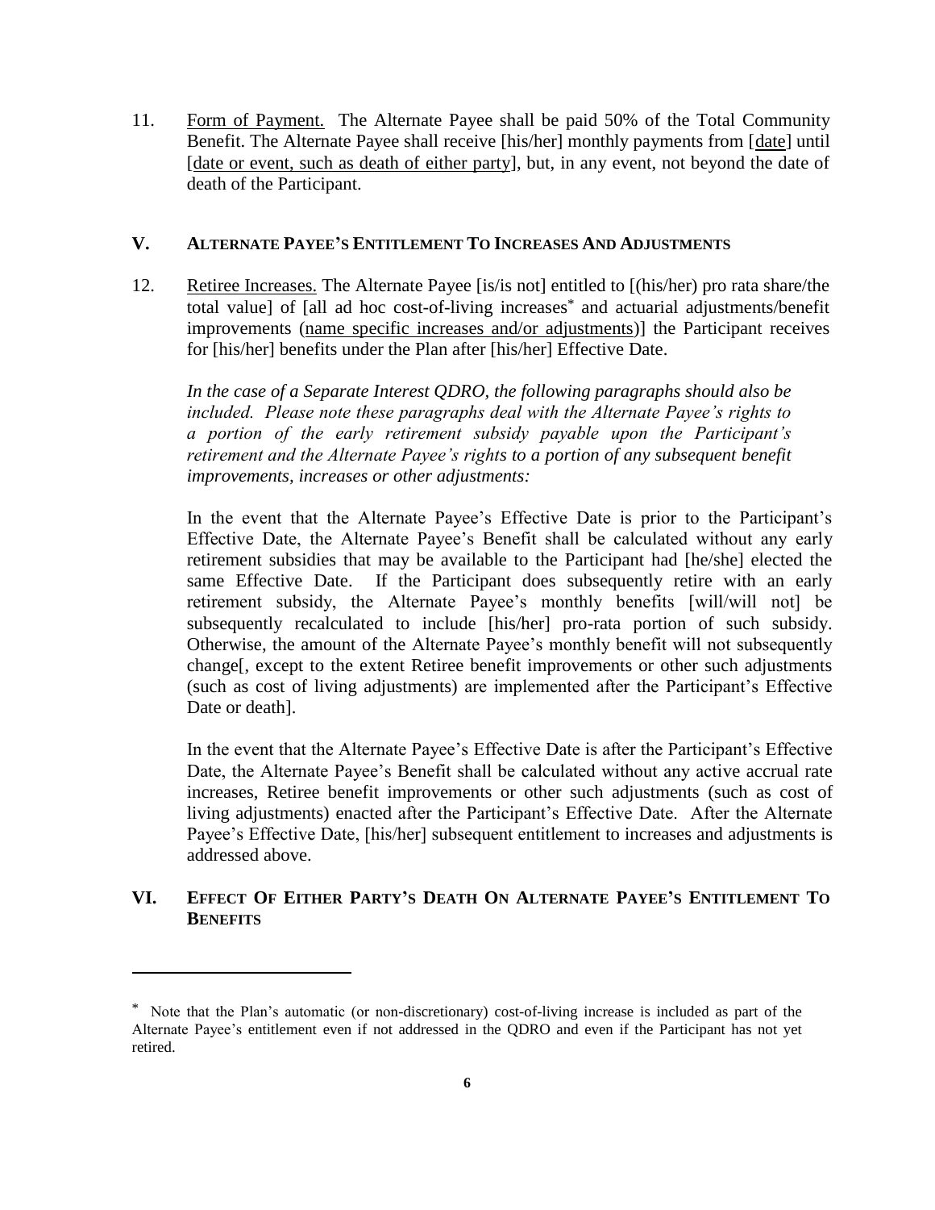11. Form of Payment. The Alternate Payee shall be paid 50% of the Total Community Benefit. The Alternate Payee shall receive [his/her] monthly payments from [date] until [date or event, such as death of either party], but, in any event, not beyond the date of death of the Participant.

## V. ALTERNATE PAYEE'S ENTITLEMENT TO INCREASES AND ADJUSTMENTS

12. Retiree Increases. The Alternate Payee [is/is not] entitled to [(his/her) pro rata share/the total value] of [all ad hoc cost-of-living increases* and actuarial adjustments/benefit improvements (name specific increases and/or adjustments)] the Participant receives for [his/her] benefits under the Plan after [his/her] Effective Date.

    *In the case of a Separate Interest QDRO, the following paragraphs should also be included. Please note these paragraphs deal with the Alternate Payee's rights to a portion of the early retirement subsidy payable upon the Participant's retirement and the Alternate Payee's rights to a portion of any subsequent benefit improvements, increases or other adjustments:*

    In the event that the Alternate Payee's Effective Date is prior to the Participant's Effective Date, the Alternate Payee's Benefit shall be calculated without any early retirement subsidies that may be available to the Participant had [he/she] elected the same Effective Date. If the Participant does subsequently retire with an early retirement subsidy, the Alternate Payee's monthly benefits [will/will not] be subsequently recalculated to include [his/her] pro-rata portion of such subsidy. Otherwise, the amount of the Alternate Payee's monthly benefit will not subsequently change[, except to the extent Retiree benefit improvements or other such adjustments (such as cost of living adjustments) are implemented after the Participant's Effective Date or death].

    In the event that the Alternate Payee's Effective Date is after the Participant's Effective Date, the Alternate Payee's Benefit shall be calculated without any active accrual rate increases, Retiree benefit improvements or other such adjustments (such as cost of living adjustments) enacted after the Participant's Effective Date. After the Alternate Payee's Effective Date, [his/her] subsequent entitlement to increases and adjustments is addressed above.

## VI. EFFECT OF EITHER PARTY'S DEATH ON ALTERNATE PAYEE'S ENTITLEMENT TO BENEFITS

---

* Note that the Plan's automatic (or non-discretionary) cost-of-living increase is included as part of the Alternate Payee's entitlement even if not addressed in the QDRO and even if the Participant has not yet retired.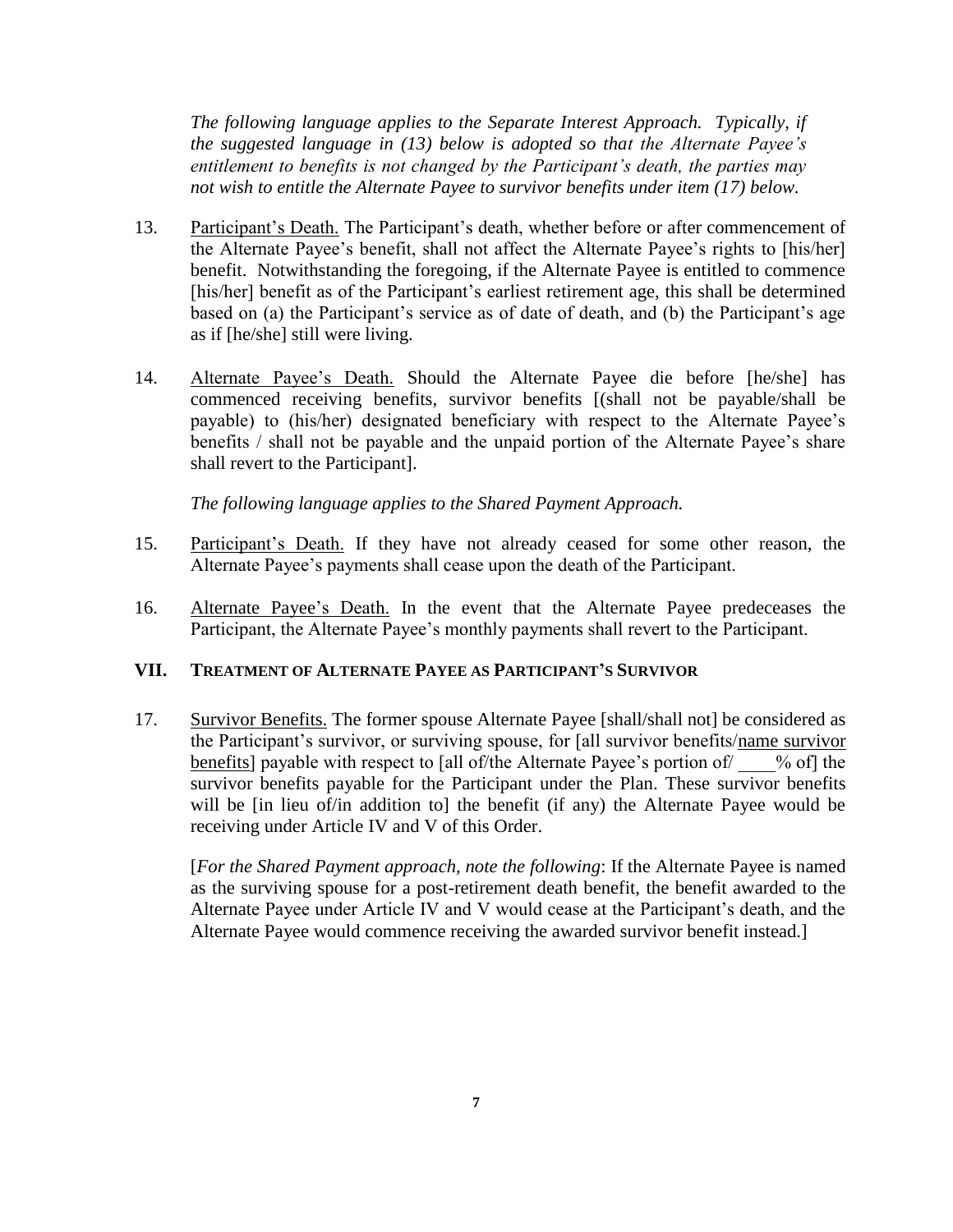*The following language applies to the Separate Interest Approach. Typically, if the suggested language in (13) below is adopted so that the Alternate Payee's entitlement to benefits is not changed by the Participant's death, the parties may not wish to entitle the Alternate Payee to survivor benefits under item (17) below.*

13. Participant's Death. The Participant's death, whether before or after commencement of the Alternate Payee's benefit, shall not affect the Alternate Payee's rights to [his/her] benefit. Notwithstanding the foregoing, if the Alternate Payee is entitled to commence [his/her] benefit as of the Participant's earliest retirement age, this shall be determined based on (a) the Participant's service as of date of death, and (b) the Participant's age as if [he/she] still were living.

14. Alternate Payee's Death. Should the Alternate Payee die before [he/she] has commenced receiving benefits, survivor benefits [(shall not be payable/shall be payable) to (his/her) designated beneficiary with respect to the Alternate Payee's benefits / shall not be payable and the unpaid portion of the Alternate Payee's share shall revert to the Participant].

*The following language applies to the Shared Payment Approach.*

15. Participant's Death. If they have not already ceased for some other reason, the Alternate Payee's payments shall cease upon the death of the Participant.

16. Alternate Payee's Death. In the event that the Alternate Payee predeceases the Participant, the Alternate Payee's monthly payments shall revert to the Participant.

## VII. TREATMENT OF ALTERNATE PAYEE AS PARTICIPANT'S SURVIVOR

17. Survivor Benefits. The former spouse Alternate Payee [shall/shall not] be considered as the Participant's survivor, or surviving spouse, for [all survivor benefits/name survivor benefits] payable with respect to [all of/the Alternate Payee's portion of/ ____% of] the survivor benefits payable for the Participant under the Plan. These survivor benefits will be [in lieu of/in addition to] the benefit (if any) the Alternate Payee would be receiving under Article IV and V of this Order.

    [*For the Shared Payment approach, note the following*: If the Alternate Payee is named as the surviving spouse for a post-retirement death benefit, the benefit awarded to the Alternate Payee under Article IV and V would cease at the Participant's death, and the Alternate Payee would commence receiving the awarded survivor benefit instead.]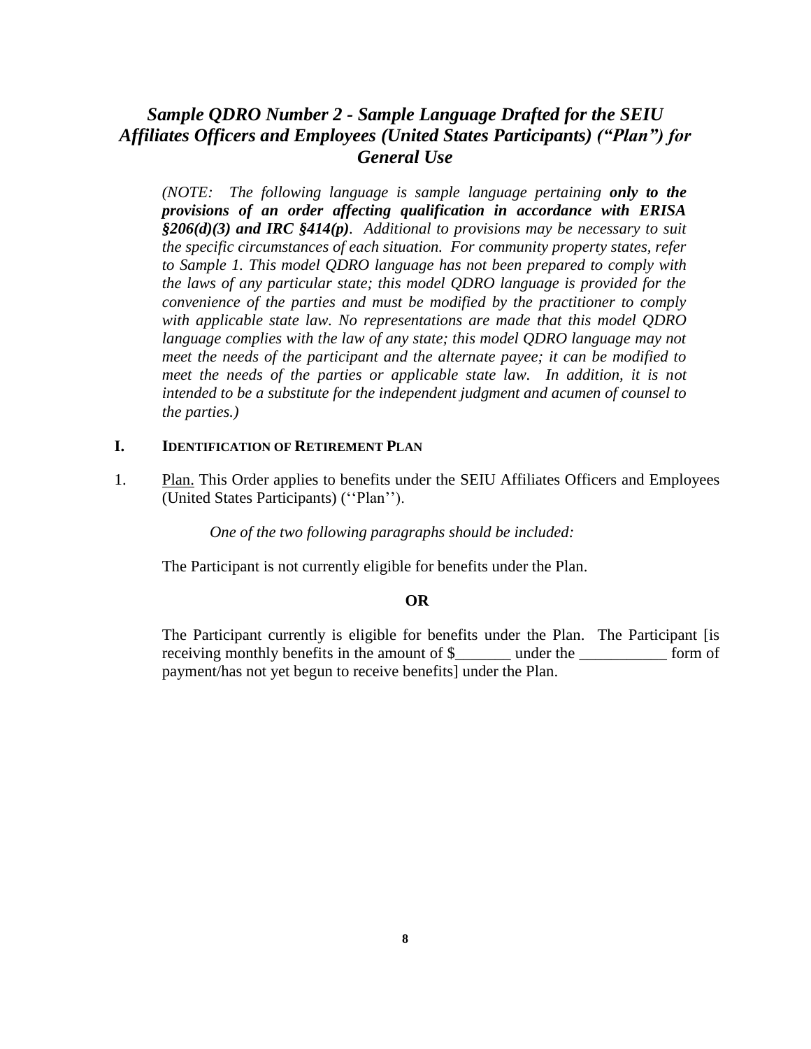## *Sample QDRO Number 2 - Sample Language Drafted for the SEIU Affiliates Officers and Employees (United States Participants) ("Plan") for General Use*

*(NOTE: The following language is sample language pertaining* ***only to the provisions of an order affecting qualification in accordance with ERISA §206(d)(3) and IRC §414(p)****. Additional to provisions may be necessary to suit the specific circumstances of each situation. For community property states, refer to Sample 1. This model QDRO language has not been prepared to comply with the laws of any particular state; this model QDRO language is provided for the convenience of the parties and must be modified by the practitioner to comply with applicable state law. No representations are made that this model QDRO language complies with the law of any state; this model QDRO language may not meet the needs of the participant and the alternate payee; it can be modified to meet the needs of the parties or applicable state law. In addition, it is not intended to be a substitute for the independent judgment and acumen of counsel to the parties.)*

### I. IDENTIFICATION OF RETIREMENT PLAN

1. Plan. This Order applies to benefits under the SEIU Affiliates Officers and Employees (United States Participants) (''Plan'').

   *One of the two following paragraphs should be included:*

   The Participant is not currently eligible for benefits under the Plan.

   **OR**

   The Participant currently is eligible for benefits under the Plan. The Participant [is receiving monthly benefits in the amount of $_______ under the ___________ form of payment/has not yet begun to receive benefits] under the Plan.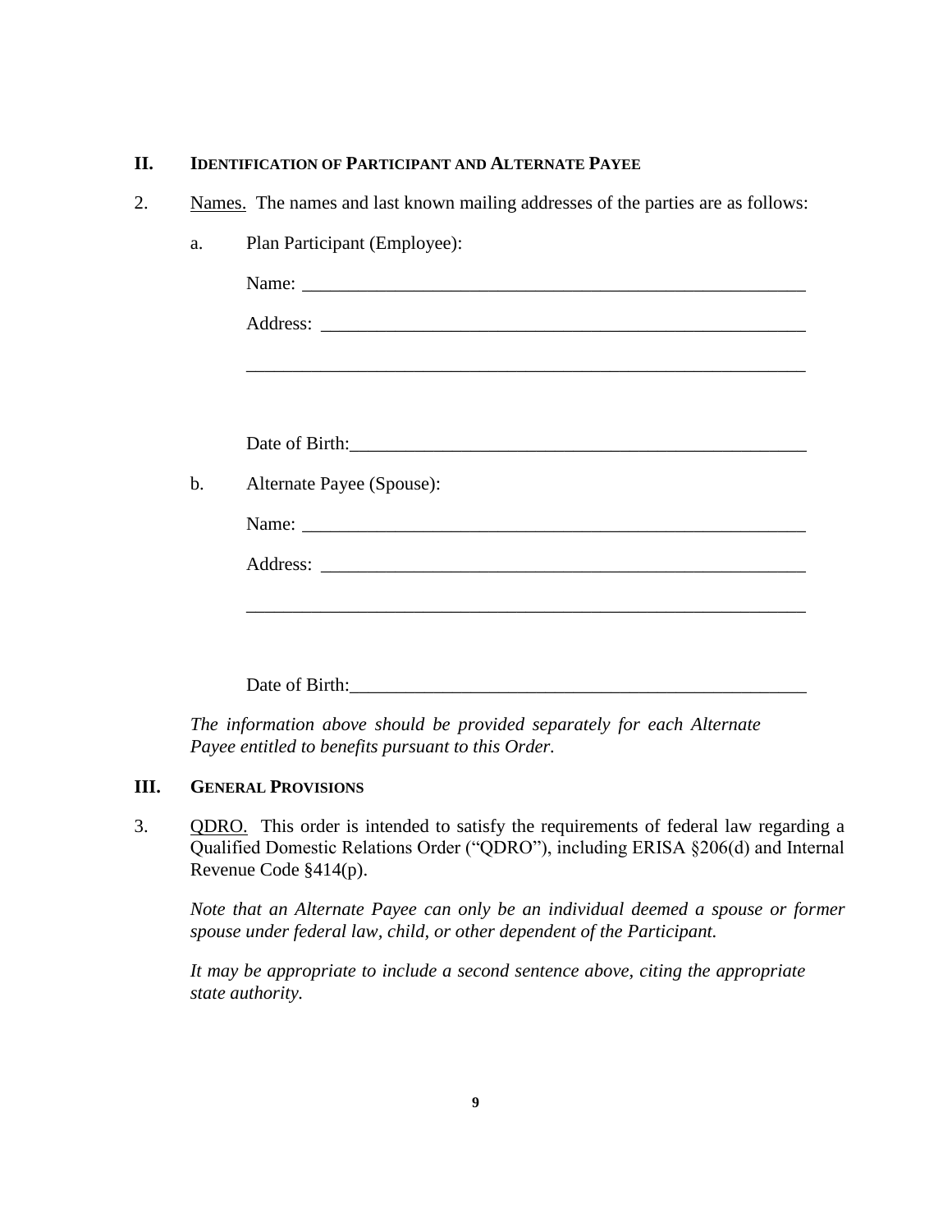## II. IDENTIFICATION OF PARTICIPANT AND ALTERNATE PAYEE

2. Names. The names and last known mailing addresses of the parties are as follows:

   a. Plan Participant (Employee):

      Name: ________________________________________________________

      Address: ______________________________________________________

      ______________________________________________________________

      Date of Birth:___________________________________________________

   b. Alternate Payee (Spouse):

      Name: ________________________________________________________

      Address: ______________________________________________________

      ______________________________________________________________

      Date of Birth:___________________________________________________

*The information above should be provided separately for each Alternate Payee entitled to benefits pursuant to this Order.*

## III. GENERAL PROVISIONS

3. QDRO. This order is intended to satisfy the requirements of federal law regarding a Qualified Domestic Relations Order ("QDRO"), including ERISA §206(d) and Internal Revenue Code §414(p).

   *Note that an Alternate Payee can only be an individual deemed a spouse or former spouse under federal law, child, or other dependent of the Participant.*

   *It may be appropriate to include a second sentence above, citing the appropriate state authority.*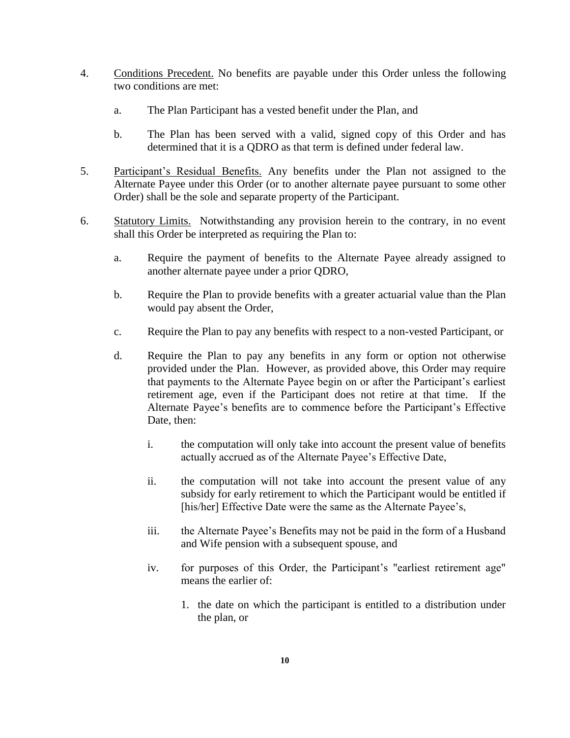4. Conditions Precedent. No benefits are payable under this Order unless the following two conditions are met:

   a. The Plan Participant has a vested benefit under the Plan, and

   b. The Plan has been served with a valid, signed copy of this Order and has determined that it is a QDRO as that term is defined under federal law.

5. Participant's Residual Benefits. Any benefits under the Plan not assigned to the Alternate Payee under this Order (or to another alternate payee pursuant to some other Order) shall be the sole and separate property of the Participant.

6. Statutory Limits. Notwithstanding any provision herein to the contrary, in no event shall this Order be interpreted as requiring the Plan to:

   a. Require the payment of benefits to the Alternate Payee already assigned to another alternate payee under a prior QDRO,

   b. Require the Plan to provide benefits with a greater actuarial value than the Plan would pay absent the Order,

   c. Require the Plan to pay any benefits with respect to a non-vested Participant, or

   d. Require the Plan to pay any benefits in any form or option not otherwise provided under the Plan. However, as provided above, this Order may require that payments to the Alternate Payee begin on or after the Participant's earliest retirement age, even if the Participant does not retire at that time. If the Alternate Payee's benefits are to commence before the Participant's Effective Date, then:

      i. the computation will only take into account the present value of benefits actually accrued as of the Alternate Payee's Effective Date,

      ii. the computation will not take into account the present value of any subsidy for early retirement to which the Participant would be entitled if [his/her] Effective Date were the same as the Alternate Payee's,

      iii. the Alternate Payee's Benefits may not be paid in the form of a Husband and Wife pension with a subsequent spouse, and

      iv. for purposes of this Order, the Participant's "earliest retirement age" means the earlier of:

         1. the date on which the participant is entitled to a distribution under the plan, or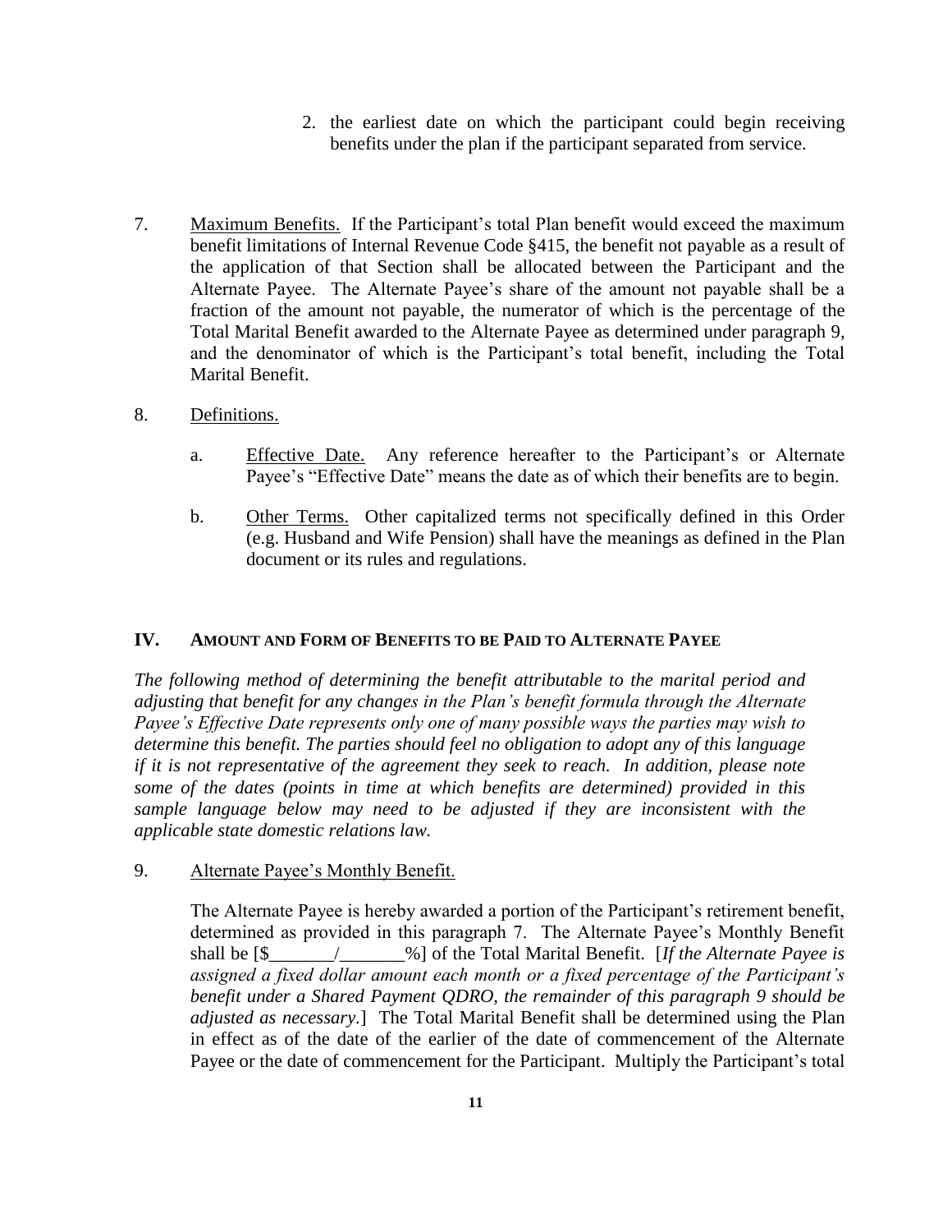2. the earliest date on which the participant could begin receiving benefits under the plan if the participant separated from service.

7. Maximum Benefits. If the Participant's total Plan benefit would exceed the maximum benefit limitations of Internal Revenue Code §415, the benefit not payable as a result of the application of that Section shall be allocated between the Participant and the Alternate Payee. The Alternate Payee's share of the amount not payable shall be a fraction of the amount not payable, the numerator of which is the percentage of the Total Marital Benefit awarded to the Alternate Payee as determined under paragraph 9, and the denominator of which is the Participant's total benefit, including the Total Marital Benefit.

8. Definitions.

   a. Effective Date. Any reference hereafter to the Participant's or Alternate Payee's "Effective Date" means the date as of which their benefits are to begin.

   b. Other Terms. Other capitalized terms not specifically defined in this Order (e.g. Husband and Wife Pension) shall have the meanings as defined in the Plan document or its rules and regulations.

## IV. AMOUNT AND FORM OF BENEFITS TO BE PAID TO ALTERNATE PAYEE

*The following method of determining the benefit attributable to the marital period and adjusting that benefit for any changes in the Plan's benefit formula through the Alternate Payee's Effective Date represents only one of many possible ways the parties may wish to determine this benefit. The parties should feel no obligation to adopt any of this language if it is not representative of the agreement they seek to reach. In addition, please note some of the dates (points in time at which benefits are determined) provided in this sample language below may need to be adjusted if they are inconsistent with the applicable state domestic relations law.*

9. Alternate Payee's Monthly Benefit.

   The Alternate Payee is hereby awarded a portion of the Participant's retirement benefit, determined as provided in this paragraph 7. The Alternate Payee's Monthly Benefit shall be [$_______/_______%] of the Total Marital Benefit. [*If the Alternate Payee is assigned a fixed dollar amount each month or a fixed percentage of the Participant's benefit under a Shared Payment QDRO, the remainder of this paragraph 9 should be adjusted as necessary*.] The Total Marital Benefit shall be determined using the Plan in effect as of the date of the earlier of the date of commencement of the Alternate Payee or the date of commencement for the Participant. Multiply the Participant's total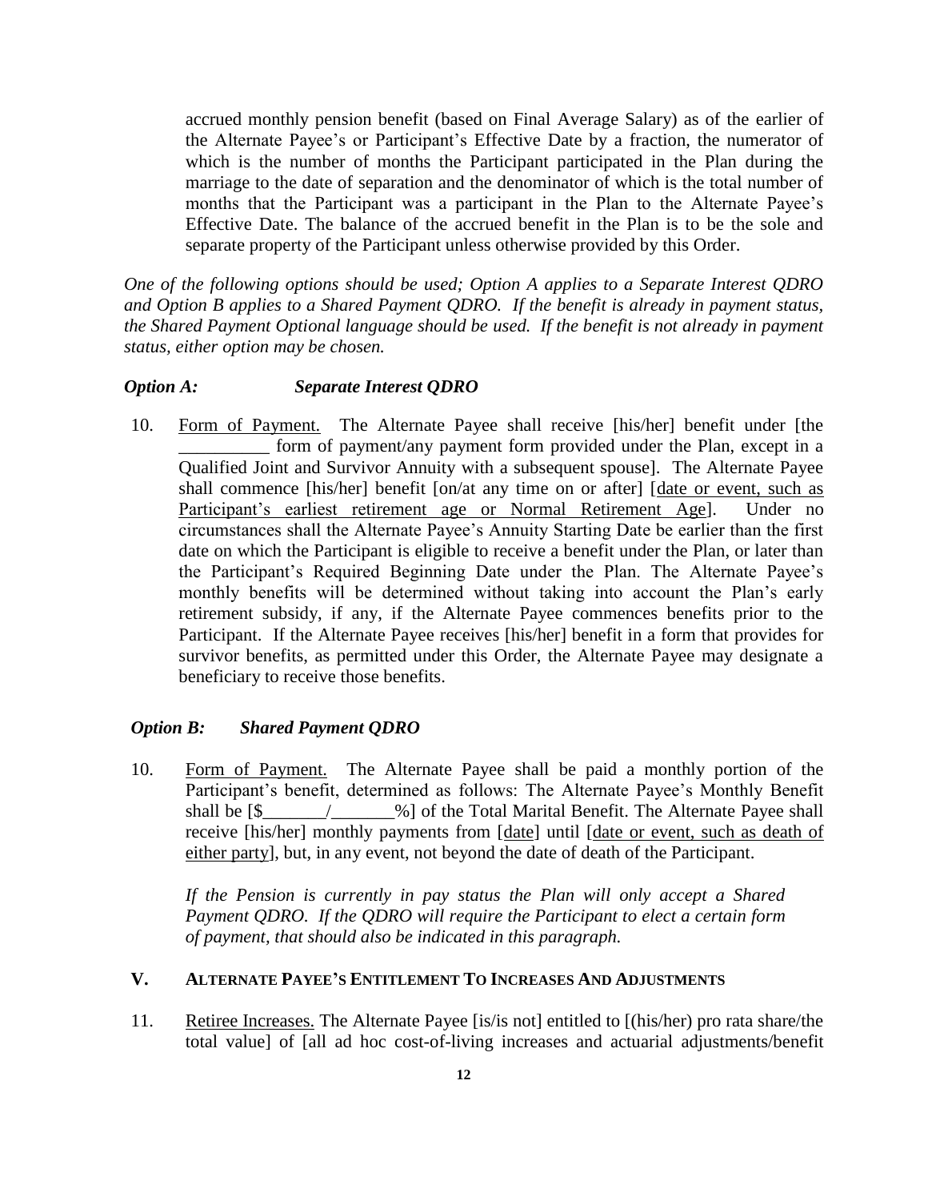accrued monthly pension benefit (based on Final Average Salary) as of the earlier of the Alternate Payee's or Participant's Effective Date by a fraction, the numerator of which is the number of months the Participant participated in the Plan during the marriage to the date of separation and the denominator of which is the total number of months that the Participant was a participant in the Plan to the Alternate Payee's Effective Date. The balance of the accrued benefit in the Plan is to be the sole and separate property of the Participant unless otherwise provided by this Order.

*One of the following options should be used; Option A applies to a Separate Interest QDRO and Option B applies to a Shared Payment QDRO. If the benefit is already in payment status, the Shared Payment Optional language should be used. If the benefit is not already in payment status, either option may be chosen.*

***Option A: Separate Interest QDRO***

10. Form of Payment. The Alternate Payee shall receive [his/her] benefit under [the __________ form of payment/any payment form provided under the Plan, except in a Qualified Joint and Survivor Annuity with a subsequent spouse]. The Alternate Payee shall commence [his/her] benefit [on/at any time on or after] [date or event, such as Participant's earliest retirement age or Normal Retirement Age]. Under no circumstances shall the Alternate Payee's Annuity Starting Date be earlier than the first date on which the Participant is eligible to receive a benefit under the Plan, or later than the Participant's Required Beginning Date under the Plan. The Alternate Payee's monthly benefits will be determined without taking into account the Plan's early retirement subsidy, if any, if the Alternate Payee commences benefits prior to the Participant. If the Alternate Payee receives [his/her] benefit in a form that provides for survivor benefits, as permitted under this Order, the Alternate Payee may designate a beneficiary to receive those benefits.

***Option B: Shared Payment QDRO***

10. Form of Payment. The Alternate Payee shall be paid a monthly portion of the Participant's benefit, determined as follows: The Alternate Payee's Monthly Benefit shall be [$_______/_______%] of the Total Marital Benefit. The Alternate Payee shall receive [his/her] monthly payments from [date] until [date or event, such as death of either party], but, in any event, not beyond the date of death of the Participant.

    *If the Pension is currently in pay status the Plan will only accept a Shared Payment QDRO. If the QDRO will require the Participant to elect a certain form of payment, that should also be indicated in this paragraph.*

## V. Alternate Payee's Entitlement To Increases And Adjustments

11. Retiree Increases. The Alternate Payee [is/is not] entitled to [(his/her) pro rata share/the total value] of [all ad hoc cost-of-living increases and actuarial adjustments/benefit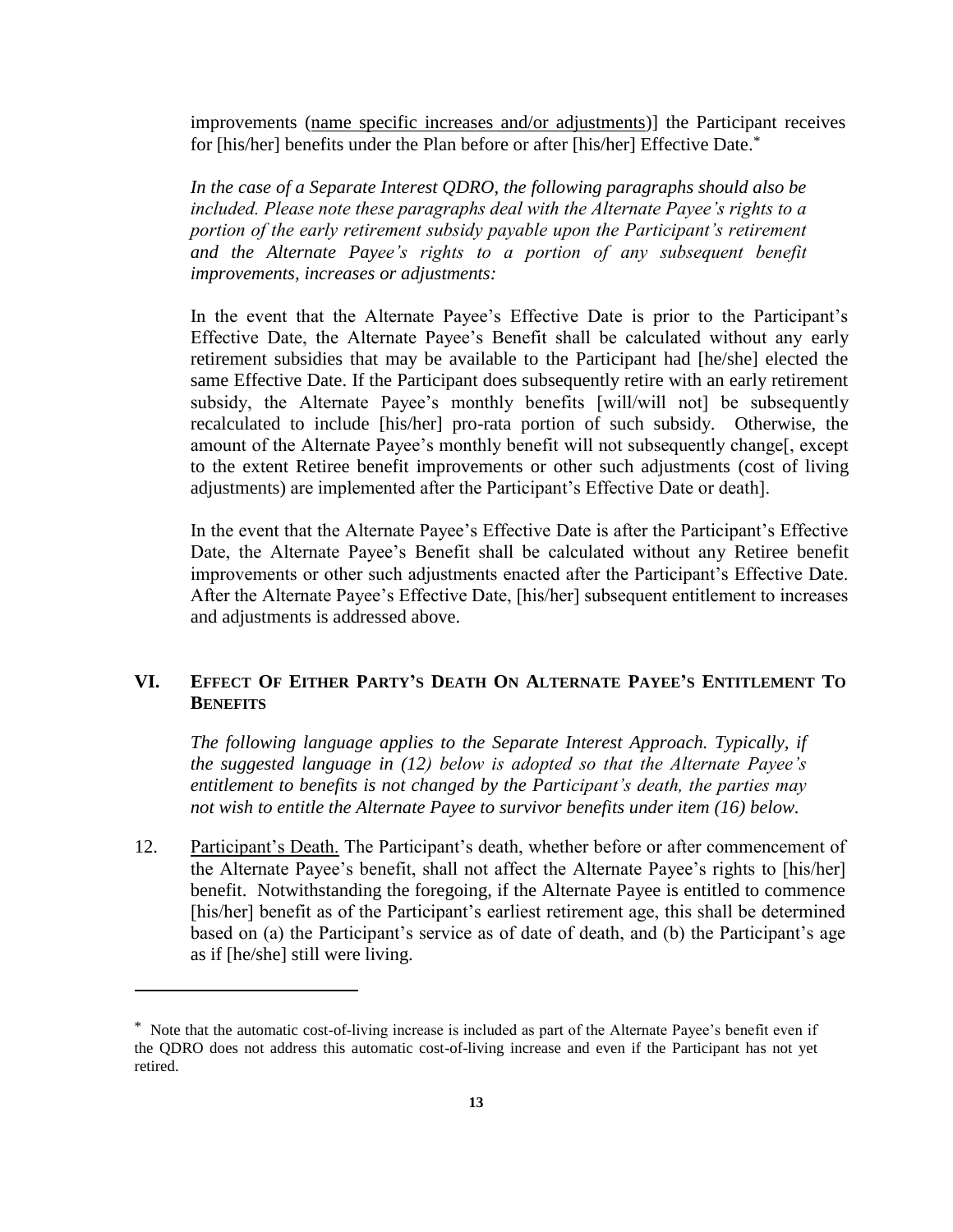improvements (<u>name specific increases and/or adjustments</u>)] the Participant receives for [his/her] benefits under the Plan before or after [his/her] Effective Date.*

*In the case of a Separate Interest QDRO, the following paragraphs should also be included. Please note these paragraphs deal with the Alternate Payee's rights to a portion of the early retirement subsidy payable upon the Participant's retirement and the Alternate Payee's rights to a portion of any subsequent benefit improvements, increases or adjustments:*

In the event that the Alternate Payee's Effective Date is prior to the Participant's Effective Date, the Alternate Payee's Benefit shall be calculated without any early retirement subsidies that may be available to the Participant had [he/she] elected the same Effective Date. If the Participant does subsequently retire with an early retirement subsidy, the Alternate Payee's monthly benefits [will/will not] be subsequently recalculated to include [his/her] pro-rata portion of such subsidy. Otherwise, the amount of the Alternate Payee's monthly benefit will not subsequently change[, except to the extent Retiree benefit improvements or other such adjustments (cost of living adjustments) are implemented after the Participant's Effective Date or death].

In the event that the Alternate Payee's Effective Date is after the Participant's Effective Date, the Alternate Payee's Benefit shall be calculated without any Retiree benefit improvements or other such adjustments enacted after the Participant's Effective Date. After the Alternate Payee's Effective Date, [his/her] subsequent entitlement to increases and adjustments is addressed above.

## VI. Effect Of Either Party's Death On Alternate Payee's Entitlement To Benefits

*The following language applies to the Separate Interest Approach. Typically, if the suggested language in (12) below is adopted so that the Alternate Payee's entitlement to benefits is not changed by the Participant's death, the parties may not wish to entitle the Alternate Payee to survivor benefits under item (16) below.*

12. <u>Participant's Death.</u> The Participant's death, whether before or after commencement of the Alternate Payee's benefit, shall not affect the Alternate Payee's rights to [his/her] benefit. Notwithstanding the foregoing, if the Alternate Payee is entitled to commence [his/her] benefit as of the Participant's earliest retirement age, this shall be determined based on (a) the Participant's service as of date of death, and (b) the Participant's age as if [he/she] still were living.

---

* Note that the automatic cost-of-living increase is included as part of the Alternate Payee's benefit even if the QDRO does not address this automatic cost-of-living increase and even if the Participant has not yet retired.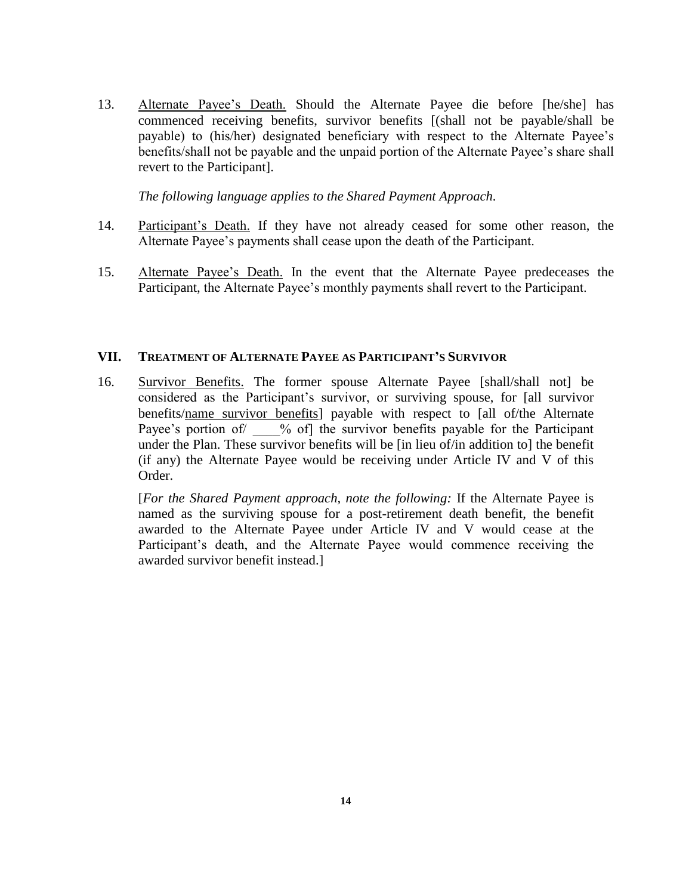13. Alternate Payee's Death. Should the Alternate Payee die before [he/she] has commenced receiving benefits, survivor benefits [(shall not be payable/shall be payable) to (his/her) designated beneficiary with respect to the Alternate Payee's benefits/shall not be payable and the unpaid portion of the Alternate Payee's share shall revert to the Participant].

    *The following language applies to the Shared Payment Approach.*

14. Participant's Death. If they have not already ceased for some other reason, the Alternate Payee's payments shall cease upon the death of the Participant.

15. Alternate Payee's Death. In the event that the Alternate Payee predeceases the Participant, the Alternate Payee's monthly payments shall revert to the Participant.

## VII. TREATMENT OF ALTERNATE PAYEE AS PARTICIPANT'S SURVIVOR

16. Survivor Benefits. The former spouse Alternate Payee [shall/shall not] be considered as the Participant's survivor, or surviving spouse, for [all survivor benefits/name survivor benefits] payable with respect to [all of/the Alternate Payee's portion of/ ____% of] the survivor benefits payable for the Participant under the Plan. These survivor benefits will be [in lieu of/in addition to] the benefit (if any) the Alternate Payee would be receiving under Article IV and V of this Order.

    [*For the Shared Payment approach, note the following:* If the Alternate Payee is named as the surviving spouse for a post-retirement death benefit, the benefit awarded to the Alternate Payee under Article IV and V would cease at the Participant's death, and the Alternate Payee would commence receiving the awarded survivor benefit instead.]